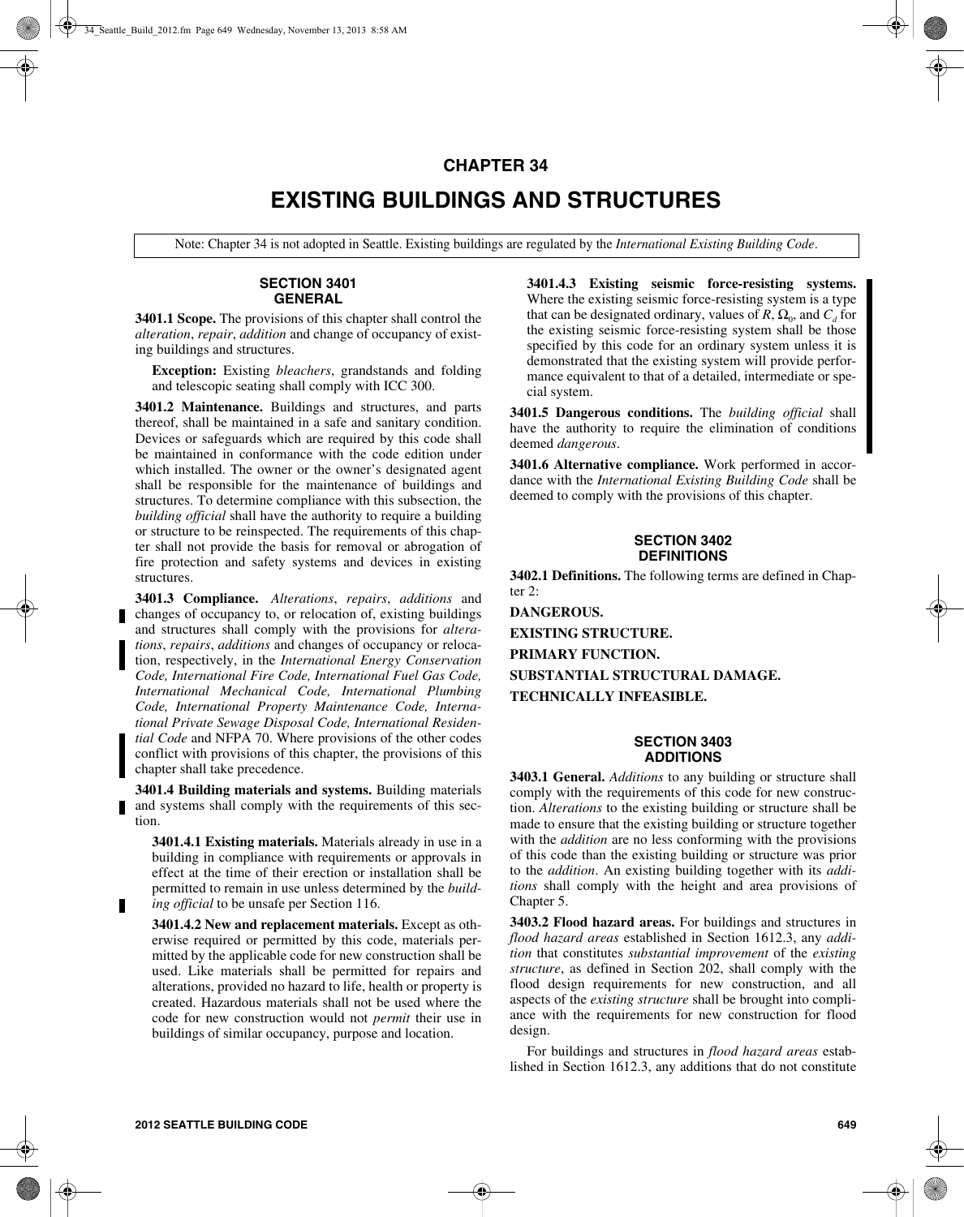# CHAPTER 34

# EXISTING BUILDINGS AND STRUCTURES

Note: Chapter 34 is not adopted in Seattle. Existing buildings are regulated by the *International Existing Building Code*.

## SECTION 3401 GENERAL

**3401.1 Scope.** The provisions of this chapter shall control the *alteration*, *repair*, *addition* and change of occupancy of existing buildings and structures.

> **Exception:** Existing *bleachers*, grandstands and folding and telescopic seating shall comply with ICC 300.

**3401.2 Maintenance.** Buildings and structures, and parts thereof, shall be maintained in a safe and sanitary condition. Devices or safeguards which are required by this code shall be maintained in conformance with the code edition under which installed. The owner or the owner's designated agent shall be responsible for the maintenance of buildings and structures. To determine compliance with this subsection, the *building official* shall have the authority to require a building or structure to be reinspected. The requirements of this chapter shall not provide the basis for removal or abrogation of fire protection and safety systems and devices in existing structures.

**3401.3 Compliance.** *Alterations*, *repairs*, *additions* and changes of occupancy to, or relocation of, existing buildings and structures shall comply with the provisions for *alterations*, *repairs*, *additions* and changes of occupancy or relocation, respectively, in the *International Energy Conservation Code, International Fire Code, International Fuel Gas Code, International Mechanical Code, International Plumbing Code, International Property Maintenance Code, International Private Sewage Disposal Code, International Residential Code* and NFPA 70. Where provisions of the other codes conflict with provisions of this chapter, the provisions of this chapter shall take precedence.

**3401.4 Building materials and systems.** Building materials and systems shall comply with the requirements of this section.

> **3401.4.1 Existing materials.** Materials already in use in a building in compliance with requirements or approvals in effect at the time of their erection or installation shall be permitted to remain in use unless determined by the *building official* to be unsafe per Section 116.
>
> **3401.4.2 New and replacement materials.** Except as otherwise required or permitted by this code, materials permitted by the applicable code for new construction shall be used. Like materials shall be permitted for repairs and alterations, provided no hazard to life, health or property is created. Hazardous materials shall not be used where the code for new construction would not *permit* their use in buildings of similar occupancy, purpose and location.
>
> **3401.4.3 Existing seismic force-resisting systems.** Where the existing seismic force-resisting system is a type that can be designated ordinary, values of $R$, $\Omega_0$, and $C_d$ for the existing seismic force-resisting system shall be those specified by this code for an ordinary system unless it is demonstrated that the existing system will provide performance equivalent to that of a detailed, intermediate or special system.

**3401.5 Dangerous conditions.** The *building official* shall have the authority to require the elimination of conditions deemed *dangerous*.

**3401.6 Alternative compliance.** Work performed in accordance with the *International Existing Building Code* shall be deemed to comply with the provisions of this chapter.

## SECTION 3402 DEFINITIONS

**3402.1 Definitions.** The following terms are defined in Chapter 2:

**DANGEROUS.**

**EXISTING STRUCTURE.**

**PRIMARY FUNCTION.**

**SUBSTANTIAL STRUCTURAL DAMAGE.**

**TECHNICALLY INFEASIBLE.**

## SECTION 3403 ADDITIONS

**3403.1 General.** *Additions* to any building or structure shall comply with the requirements of this code for new construction. *Alterations* to the existing building or structure shall be made to ensure that the existing building or structure together with the *addition* are no less conforming with the provisions of this code than the existing building or structure was prior to the *addition*. An existing building together with its *additions* shall comply with the height and area provisions of Chapter 5.

**3403.2 Flood hazard areas.** For buildings and structures in *flood hazard areas* established in Section 1612.3, any *addition* that constitutes *substantial improvement* of the *existing structure*, as defined in Section 202, shall comply with the flood design requirements for new construction, and all aspects of the *existing structure* shall be brought into compliance with the requirements for new construction for flood design.

For buildings and structures in *flood hazard areas* established in Section 1612.3, any additions that do not constitute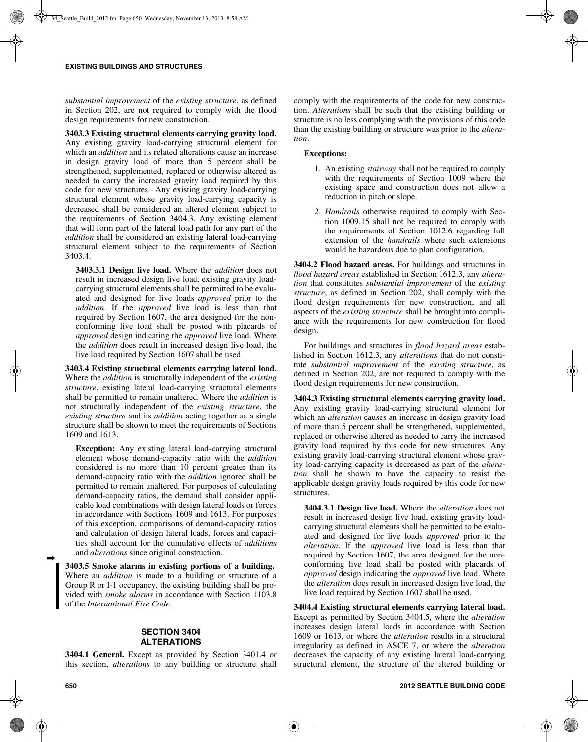*substantial improvement* of the *existing structure*, as defined in Section 202, are not required to comply with the flood design requirements for new construction.

**3403.3 Existing structural elements carrying gravity load.** Any existing gravity load-carrying structural element for which an *addition* and its related alterations cause an increase in design gravity load of more than 5 percent shall be strengthened, supplemented, replaced or otherwise altered as needed to carry the increased gravity load required by this code for new structures. Any existing gravity load-carrying structural element whose gravity load-carrying capacity is decreased shall be considered an altered element subject to the requirements of Section 3404.3. Any existing element that will form part of the lateral load path for any part of the *addition* shall be considered an existing lateral load-carrying structural element subject to the requirements of Section 3403.4.

**3403.3.1 Design live load.** Where the *addition* does not result in increased design live load, existing gravity load-carrying structural elements shall be permitted to be evaluated and designed for live loads *approved* prior to the *addition*. If the *approved* live load is less than that required by Section 1607, the area designed for the nonconforming live load shall be posted with placards of *approved* design indicating the *approved* live load. Where the *addition* does result in increased design live load, the live load required by Section 1607 shall be used.

**3403.4 Existing structural elements carrying lateral load.** Where the *addition* is structurally independent of the *existing structure*, existing lateral load-carrying structural elements shall be permitted to remain unaltered. Where the *addition* is not structurally independent of the *existing structure*, the *existing structure* and its *addition* acting together as a single structure shall be shown to meet the requirements of Sections 1609 and 1613.

**Exception:** Any existing lateral load-carrying structural element whose demand-capacity ratio with the *addition* considered is no more than 10 percent greater than its demand-capacity ratio with the *addition* ignored shall be permitted to remain unaltered. For purposes of calculating demand-capacity ratios, the demand shall consider applicable load combinations with design lateral loads or forces in accordance with Sections 1609 and 1613. For purposes of this exception, comparisons of demand-capacity ratios and calculation of design lateral loads, forces and capacities shall account for the cumulative effects of *additions* and *alterations* since original construction.

**3403.5 Smoke alarms in existing portions of a building.** Where an *addition* is made to a building or structure of a Group R or I-1 occupancy, the existing building shall be provided with *smoke alarms* in accordance with Section 1103.8 of the *International Fire Code*.

## SECTION 3404 ALTERATIONS

**3404.1 General.** Except as provided by Section 3401.4 or this section, *alterations* to any building or structure shall comply with the requirements of the code for new construction. *Alterations* shall be such that the existing building or structure is no less complying with the provisions of this code than the existing building or structure was prior to the *alteration*.

**Exceptions:**

1. An existing *stairway* shall not be required to comply with the requirements of Section 1009 where the existing space and construction does not allow a reduction in pitch or slope.
2. *Handrails* otherwise required to comply with Section 1009.15 shall not be required to comply with the requirements of Section 1012.6 regarding full extension of the *handrails* where such extensions would be hazardous due to plan configuration.

**3404.2 Flood hazard areas.** For buildings and structures in *flood hazard areas* established in Section 1612.3, any *alteration* that constitutes *substantial improvement* of the *existing structure*, as defined in Section 202, shall comply with the flood design requirements for new construction, and all aspects of the *existing structure* shall be brought into compliance with the requirements for new construction for flood design.

For buildings and structures in *flood hazard areas* established in Section 1612.3, any *alterations* that do not constitute *substantial improvement* of the *existing structure*, as defined in Section 202, are not required to comply with the flood design requirements for new construction.

**3404.3 Existing structural elements carrying gravity load.** Any existing gravity load-carrying structural element for which an *alteration* causes an increase in design gravity load of more than 5 percent shall be strengthened, supplemented, replaced or otherwise altered as needed to carry the increased gravity load required by this code for new structures. Any existing gravity load-carrying structural element whose gravity load-carrying capacity is decreased as part of the *alteration* shall be shown to have the capacity to resist the applicable design gravity loads required by this code for new structures.

**3404.3.1 Design live load.** Where the *alteration* does not result in increased design live load, existing gravity load-carrying structural elements shall be permitted to be evaluated and designed for live loads *approved* prior to the *alteration*. If the *approved* live load is less than that required by Section 1607, the area designed for the nonconforming live load shall be posted with placards of *approved* design indicating the *approved* live load. Where the *alteration* does result in increased design live load, the live load required by Section 1607 shall be used.

**3404.4 Existing structural elements carrying lateral load.** Except as permitted by Section 3404.5, where the *alteration* increases design lateral loads in accordance with Section 1609 or 1613, or where the *alteration* results in a structural irregularity as defined in ASCE 7, or where the *alteration* decreases the capacity of any existing lateral load-carrying structural element, the structure of the altered building or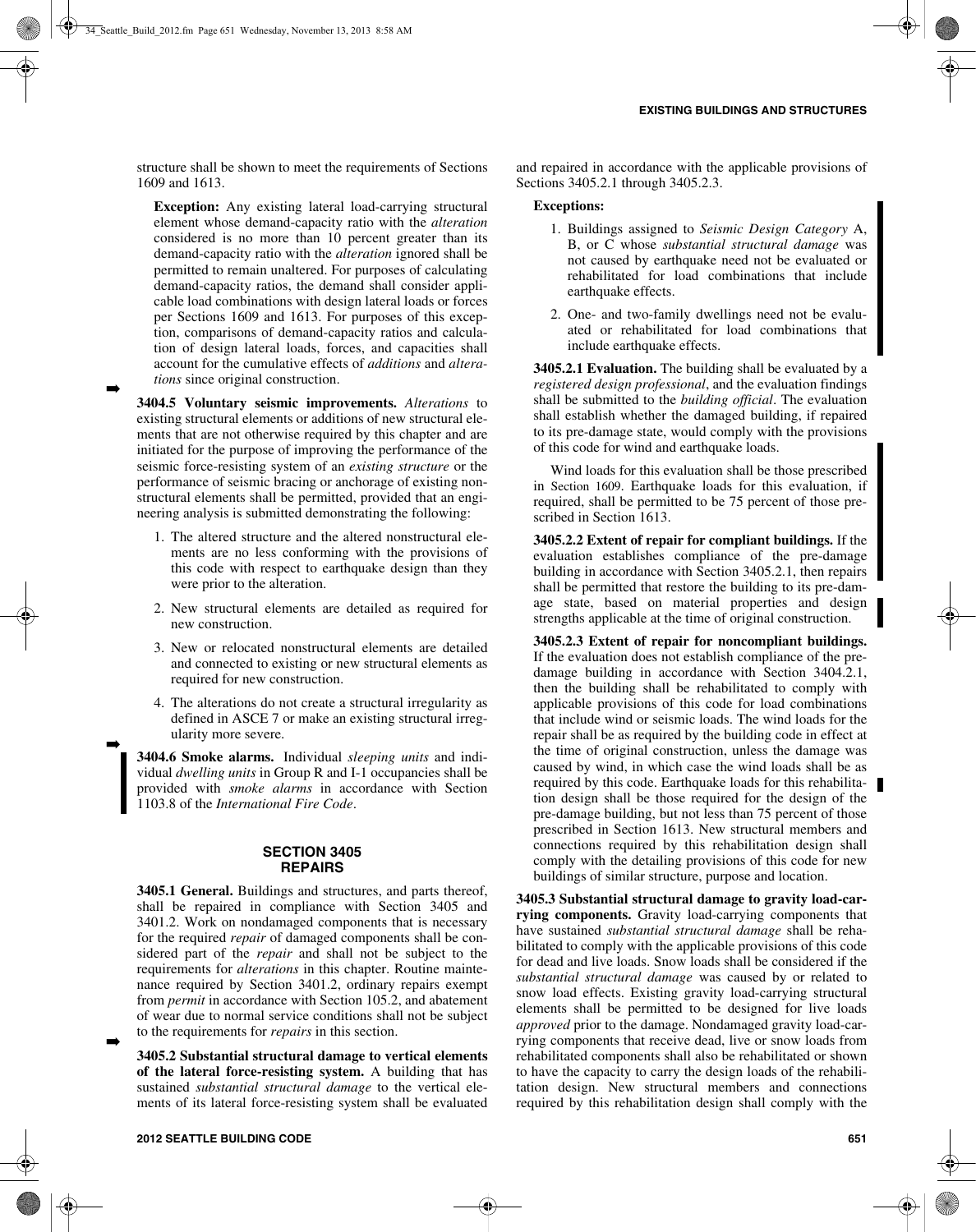structure shall be shown to meet the requirements of Sections 1609 and 1613.

**Exception:** Any existing lateral load-carrying structural element whose demand-capacity ratio with the *alteration* considered is no more than 10 percent greater than its demand-capacity ratio with the *alteration* ignored shall be permitted to remain unaltered. For purposes of calculating demand-capacity ratios, the demand shall consider applicable load combinations with design lateral loads or forces per Sections 1609 and 1613. For purposes of this exception, comparisons of demand-capacity ratios and calculation of design lateral loads, forces, and capacities shall account for the cumulative effects of *additions* and *alterations* since original construction.

**3404.5 Voluntary seismic improvements.** *Alterations* to existing structural elements or additions of new structural elements that are not otherwise required by this chapter and are initiated for the purpose of improving the performance of the seismic force-resisting system of an *existing structure* or the performance of seismic bracing or anchorage of existing nonstructural elements shall be permitted, provided that an engineering analysis is submitted demonstrating the following:

1. The altered structure and the altered nonstructural elements are no less conforming with the provisions of this code with respect to earthquake design than they were prior to the alteration.
2. New structural elements are detailed as required for new construction.
3. New or relocated nonstructural elements are detailed and connected to existing or new structural elements as required for new construction.
4. The alterations do not create a structural irregularity as defined in ASCE 7 or make an existing structural irregularity more severe.

**3404.6 Smoke alarms.** Individual *sleeping units* and individual *dwelling units* in Group R and I-1 occupancies shall be provided with *smoke alarms* in accordance with Section 1103.8 of the *International Fire Code*.

## SECTION 3405 REPAIRS

**3405.1 General.** Buildings and structures, and parts thereof, shall be repaired in compliance with Section 3405 and 3401.2. Work on nondamaged components that is necessary for the required *repair* of damaged components shall be considered part of the *repair* and shall not be subject to the requirements for *alterations* in this chapter. Routine maintenance required by Section 3401.2, ordinary repairs exempt from *permit* in accordance with Section 105.2, and abatement of wear due to normal service conditions shall not be subject to the requirements for *repairs* in this section.

**3405.2 Substantial structural damage to vertical elements of the lateral force-resisting system.** A building that has sustained *substantial structural damage* to the vertical elements of its lateral force-resisting system shall be evaluated and repaired in accordance with the applicable provisions of Sections 3405.2.1 through 3405.2.3.

**Exceptions:**

1. Buildings assigned to *Seismic Design Category* A, B, or C whose *substantial structural damage* was not caused by earthquake need not be evaluated or rehabilitated for load combinations that include earthquake effects.
2. One- and two-family dwellings need not be evaluated or rehabilitated for load combinations that include earthquake effects.

**3405.2.1 Evaluation.** The building shall be evaluated by a *registered design professional*, and the evaluation findings shall be submitted to the *building official*. The evaluation shall establish whether the damaged building, if repaired to its pre-damage state, would comply with the provisions of this code for wind and earthquake loads.

Wind loads for this evaluation shall be those prescribed in Section 1609. Earthquake loads for this evaluation, if required, shall be permitted to be 75 percent of those prescribed in Section 1613.

**3405.2.2 Extent of repair for compliant buildings.** If the evaluation establishes compliance of the pre-damage building in accordance with Section 3405.2.1, then repairs shall be permitted that restore the building to its pre-damage state, based on material properties and design strengths applicable at the time of original construction.

**3405.2.3 Extent of repair for noncompliant buildings.** If the evaluation does not establish compliance of the pre-damage building in accordance with Section 3404.2.1, then the building shall be rehabilitated to comply with applicable provisions of this code for load combinations that include wind or seismic loads. The wind loads for the repair shall be as required by the building code in effect at the time of original construction, unless the damage was caused by wind, in which case the wind loads shall be as required by this code. Earthquake loads for this rehabilitation design shall be those required for the design of the pre-damage building, but not less than 75 percent of those prescribed in Section 1613. New structural members and connections required by this rehabilitation design shall comply with the detailing provisions of this code for new buildings of similar structure, purpose and location.

**3405.3 Substantial structural damage to gravity load-carrying components.** Gravity load-carrying components that have sustained *substantial structural damage* shall be rehabilitated to comply with the applicable provisions of this code for dead and live loads. Snow loads shall be considered if the *substantial structural damage* was caused by or related to snow load effects. Existing gravity load-carrying structural elements shall be permitted to be designed for live loads *approved* prior to the damage. Nondamaged gravity load-carrying components that receive dead, live or snow loads from rehabilitated components shall also be rehabilitated or shown to have the capacity to carry the design loads of the rehabilitation design. New structural members and connections required by this rehabilitation design shall comply with the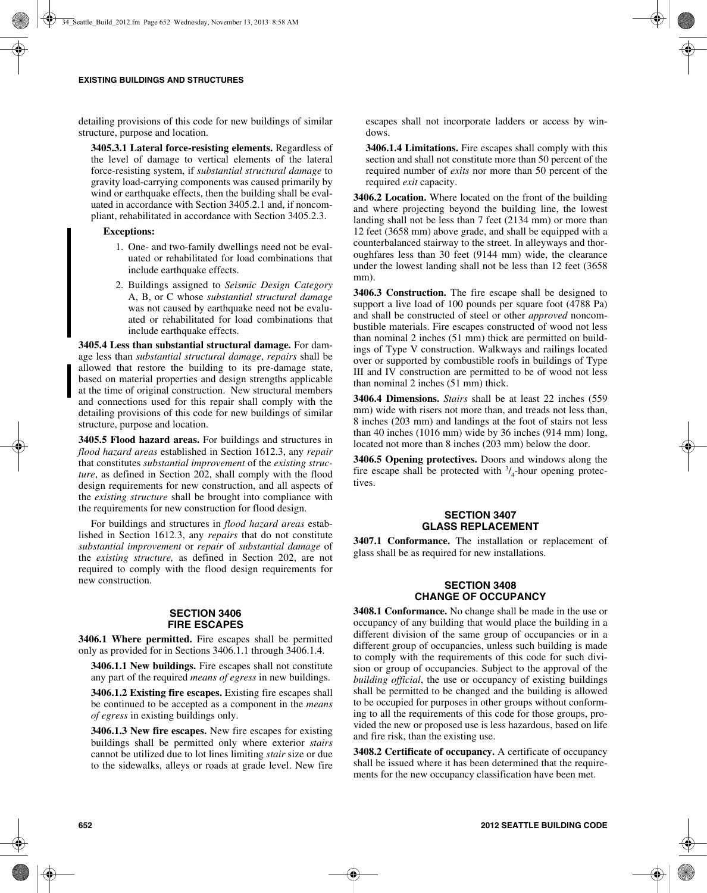detailing provisions of this code for new buildings of similar structure, purpose and location.

**3405.3.1 Lateral force-resisting elements.** Regardless of the level of damage to vertical elements of the lateral force-resisting system, if *substantial structural damage* to gravity load-carrying components was caused primarily by wind or earthquake effects, then the building shall be evaluated in accordance with Section 3405.2.1 and, if noncompliant, rehabilitated in accordance with Section 3405.2.3.

**Exceptions:**

1. One- and two-family dwellings need not be evaluated or rehabilitated for load combinations that include earthquake effects.
2. Buildings assigned to *Seismic Design Category* A, B, or C whose *substantial structural damage* was not caused by earthquake need not be evaluated or rehabilitated for load combinations that include earthquake effects.

**3405.4 Less than substantial structural damage.** For damage less than *substantial structural damage*, *repairs* shall be allowed that restore the building to its pre-damage state, based on material properties and design strengths applicable at the time of original construction. New structural members and connections used for this repair shall comply with the detailing provisions of this code for new buildings of similar structure, purpose and location.

**3405.5 Flood hazard areas.** For buildings and structures in *flood hazard areas* established in Section 1612.3, any *repair* that constitutes *substantial improvement* of the *existing structure*, as defined in Section 202, shall comply with the flood design requirements for new construction, and all aspects of the *existing structure* shall be brought into compliance with the requirements for new construction for flood design.

For buildings and structures in *flood hazard areas* established in Section 1612.3, any *repairs* that do not constitute *substantial improvement* or *repair* of *substantial damage* of the *existing structure,* as defined in Section 202, are not required to comply with the flood design requirements for new construction.

## SECTION 3406 FIRE ESCAPES

**3406.1 Where permitted.** Fire escapes shall be permitted only as provided for in Sections 3406.1.1 through 3406.1.4.

**3406.1.1 New buildings.** Fire escapes shall not constitute any part of the required *means of egress* in new buildings.

**3406.1.2 Existing fire escapes.** Existing fire escapes shall be continued to be accepted as a component in the *means of egress* in existing buildings only.

**3406.1.3 New fire escapes.** New fire escapes for existing buildings shall be permitted only where exterior *stairs* cannot be utilized due to lot lines limiting *stair* size or due to the sidewalks, alleys or roads at grade level. New fire escapes shall not incorporate ladders or access by windows.

**3406.1.4 Limitations.** Fire escapes shall comply with this section and shall not constitute more than 50 percent of the required number of *exits* nor more than 50 percent of the required *exit* capacity.

**3406.2 Location.** Where located on the front of the building and where projecting beyond the building line, the lowest landing shall not be less than 7 feet (2134 mm) or more than 12 feet (3658 mm) above grade, and shall be equipped with a counterbalanced stairway to the street. In alleyways and thoroughfares less than 30 feet (9144 mm) wide, the clearance under the lowest landing shall not be less than 12 feet (3658 mm).

**3406.3 Construction.** The fire escape shall be designed to support a live load of 100 pounds per square foot (4788 Pa) and shall be constructed of steel or other *approved* noncombustible materials. Fire escapes constructed of wood not less than nominal 2 inches (51 mm) thick are permitted on buildings of Type V construction. Walkways and railings located over or supported by combustible roofs in buildings of Type III and IV construction are permitted to be of wood not less than nominal 2 inches (51 mm) thick.

**3406.4 Dimensions.** *Stairs* shall be at least 22 inches (559 mm) wide with risers not more than, and treads not less than, 8 inches (203 mm) and landings at the foot of stairs not less than 40 inches (1016 mm) wide by 36 inches (914 mm) long, located not more than 8 inches (203 mm) below the door.

**3406.5 Opening protectives.** Doors and windows along the fire escape shall be protected with $^{3}/_{4}$-hour opening protectives.

## SECTION 3407 GLASS REPLACEMENT

**3407.1 Conformance.** The installation or replacement of glass shall be as required for new installations.

## SECTION 3408 CHANGE OF OCCUPANCY

**3408.1 Conformance.** No change shall be made in the use or occupancy of any building that would place the building in a different division of the same group of occupancies or in a different group of occupancies, unless such building is made to comply with the requirements of this code for such division or group of occupancies. Subject to the approval of the *building official*, the use or occupancy of existing buildings shall be permitted to be changed and the building is allowed to be occupied for purposes in other groups without conforming to all the requirements of this code for those groups, provided the new or proposed use is less hazardous, based on life and fire risk, than the existing use.

**3408.2 Certificate of occupancy.** A certificate of occupancy shall be issued where it has been determined that the requirements for the new occupancy classification have been met.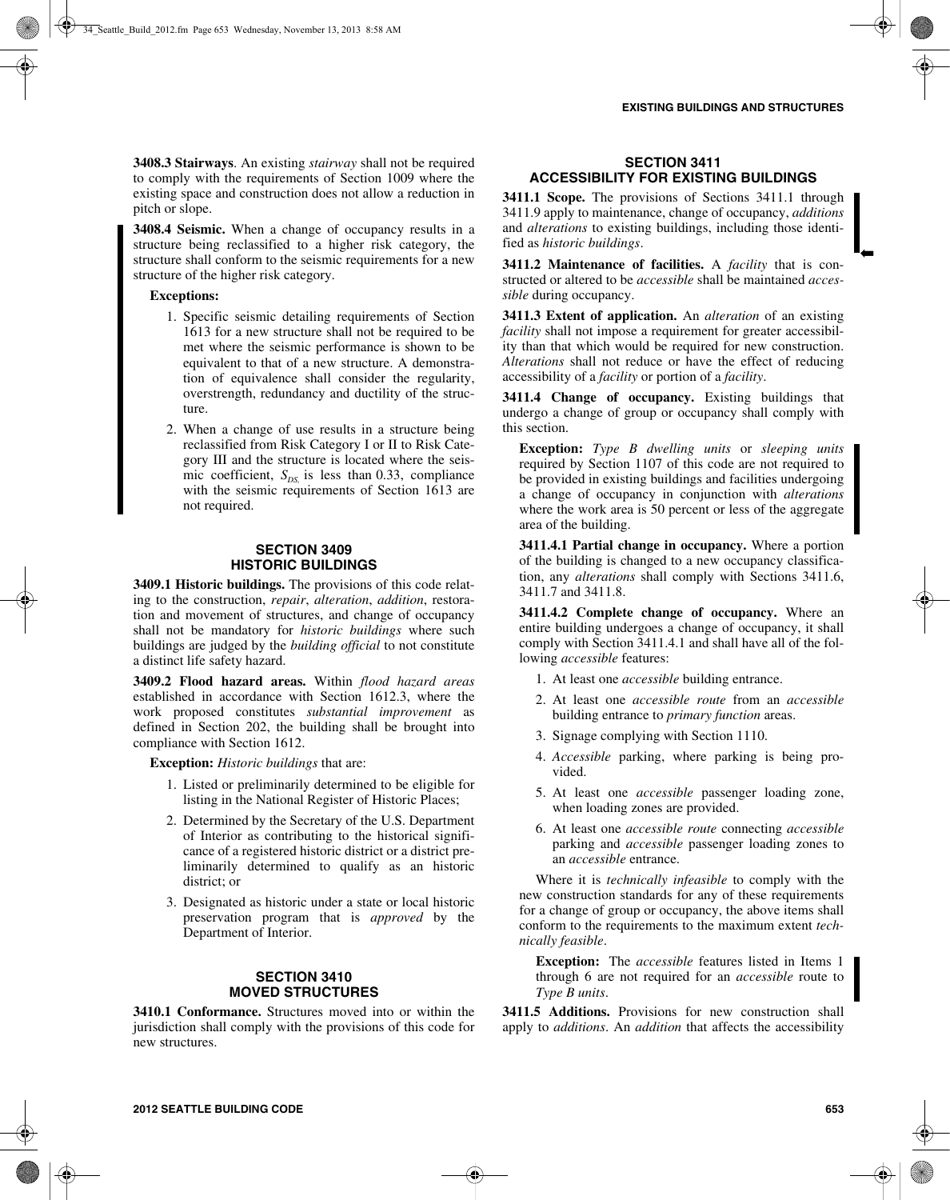**3408.3 Stairways**. An existing *stairway* shall not be required to comply with the requirements of Section 1009 where the existing space and construction does not allow a reduction in pitch or slope.

**3408.4 Seismic.** When a change of occupancy results in a structure being reclassified to a higher risk category, the structure shall conform to the seismic requirements for a new structure of the higher risk category.

**Exceptions:**

1. Specific seismic detailing requirements of Section 1613 for a new structure shall not be required to be met where the seismic performance is shown to be equivalent to that of a new structure. A demonstration of equivalence shall consider the regularity, overstrength, redundancy and ductility of the structure.
2. When a change of use results in a structure being reclassified from Risk Category I or II to Risk Category III and the structure is located where the seismic coefficient, $S_{DS,}$ is less than 0.33, compliance with the seismic requirements of Section 1613 are not required.

## SECTION 3409 HISTORIC BUILDINGS

**3409.1 Historic buildings.** The provisions of this code relating to the construction, *repair*, *alteration*, *addition*, restoration and movement of structures, and change of occupancy shall not be mandatory for *historic buildings* where such buildings are judged by the *building official* to not constitute a distinct life safety hazard.

**3409.2 Flood hazard areas.** Within *flood hazard areas* established in accordance with Section 1612.3, where the work proposed constitutes *substantial improvement* as defined in Section 202, the building shall be brought into compliance with Section 1612.

**Exception:** *Historic buildings* that are:

1. Listed or preliminarily determined to be eligible for listing in the National Register of Historic Places;
2. Determined by the Secretary of the U.S. Department of Interior as contributing to the historical significance of a registered historic district or a district preliminarily determined to qualify as an historic district; or
3. Designated as historic under a state or local historic preservation program that is *approved* by the Department of Interior.

## SECTION 3410 MOVED STRUCTURES

**3410.1 Conformance.** Structures moved into or within the jurisdiction shall comply with the provisions of this code for new structures.

## SECTION 3411 ACCESSIBILITY FOR EXISTING BUILDINGS

**3411.1 Scope.** The provisions of Sections 3411.1 through 3411.9 apply to maintenance, change of occupancy, *additions* and *alterations* to existing buildings, including those identified as *historic buildings*.

**3411.2 Maintenance of facilities.** A *facility* that is constructed or altered to be *accessible* shall be maintained *accessible* during occupancy.

**3411.3 Extent of application.** An *alteration* of an existing *facility* shall not impose a requirement for greater accessibility than that which would be required for new construction. *Alterations* shall not reduce or have the effect of reducing accessibility of a *facility* or portion of a *facility*.

**3411.4 Change of occupancy.** Existing buildings that undergo a change of group or occupancy shall comply with this section.

**Exception:** *Type B dwelling units* or *sleeping units* required by Section 1107 of this code are not required to be provided in existing buildings and facilities undergoing a change of occupancy in conjunction with *alterations* where the work area is 50 percent or less of the aggregate area of the building.

**3411.4.1 Partial change in occupancy.** Where a portion of the building is changed to a new occupancy classification, any *alterations* shall comply with Sections 3411.6, 3411.7 and 3411.8.

**3411.4.2 Complete change of occupancy.** Where an entire building undergoes a change of occupancy, it shall comply with Section 3411.4.1 and shall have all of the following *accessible* features:

1. At least one *accessible* building entrance.
2. At least one *accessible route* from an *accessible* building entrance to *primary function* areas.
3. Signage complying with Section 1110.
4. *Accessible* parking, where parking is being provided.
5. At least one *accessible* passenger loading zone, when loading zones are provided.
6. At least one *accessible route* connecting *accessible* parking and *accessible* passenger loading zones to an *accessible* entrance.

Where it is *technically infeasible* to comply with the new construction standards for any of these requirements for a change of group or occupancy, the above items shall conform to the requirements to the maximum extent *technically feasible*.

**Exception:** The *accessible* features listed in Items 1 through 6 are not required for an *accessible* route to *Type B units*.

**3411.5 Additions.** Provisions for new construction shall apply to *additions*. An *addition* that affects the accessibility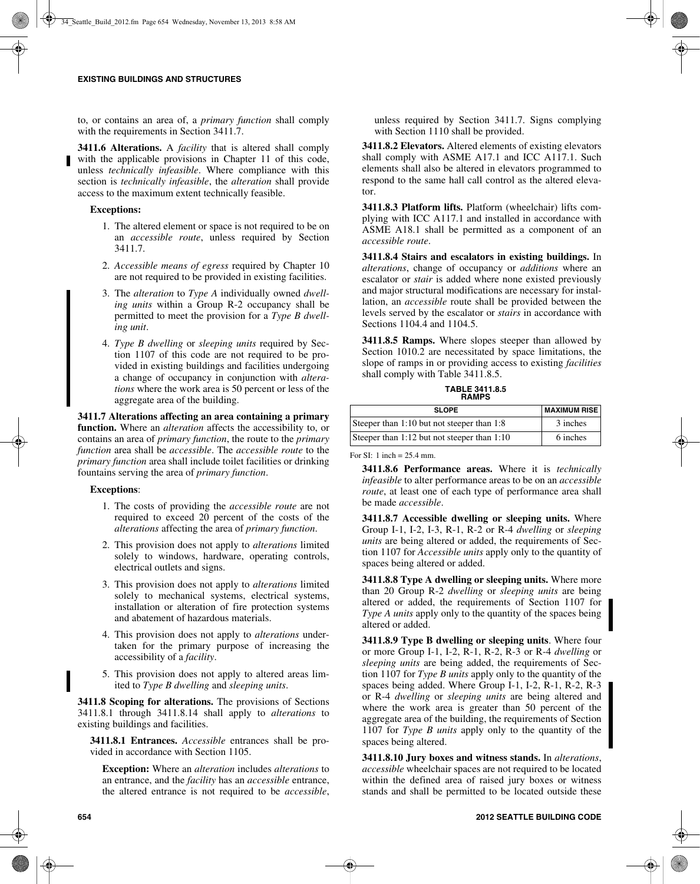to, or contains an area of, a *primary function* shall comply with the requirements in Section 3411.7.

**3411.6 Alterations.** A *facility* that is altered shall comply with the applicable provisions in Chapter 11 of this code, unless *technically infeasible*. Where compliance with this section is *technically infeasible*, the *alteration* shall provide access to the maximum extent technically feasible.

**Exceptions:**

1. The altered element or space is not required to be on an *accessible route*, unless required by Section 3411.7.
2. *Accessible means of egress* required by Chapter 10 are not required to be provided in existing facilities.
3. The *alteration* to *Type A* individually owned *dwelling units* within a Group R-2 occupancy shall be permitted to meet the provision for a *Type B dwelling unit*.
4. *Type B dwelling* or *sleeping units* required by Section 1107 of this code are not required to be provided in existing buildings and facilities undergoing a change of occupancy in conjunction with *alterations* where the work area is 50 percent or less of the aggregate area of the building.

**3411.7 Alterations affecting an area containing a primary function.** Where an *alteration* affects the accessibility to, or contains an area of *primary function*, the route to the *primary function* area shall be *accessible*. The *accessible route* to the *primary function* area shall include toilet facilities or drinking fountains serving the area of *primary function*.

**Exceptions**:

1. The costs of providing the *accessible route* are not required to exceed 20 percent of the costs of the *alterations* affecting the area of *primary function*.
2. This provision does not apply to *alterations* limited solely to windows, hardware, operating controls, electrical outlets and signs.
3. This provision does not apply to *alterations* limited solely to mechanical systems, electrical systems, installation or alteration of fire protection systems and abatement of hazardous materials.
4. This provision does not apply to *alterations* undertaken for the primary purpose of increasing the accessibility of a *facility*.
5. This provision does not apply to altered areas limited to *Type B dwelling* and *sleeping units*.

**3411.8 Scoping for alterations.** The provisions of Sections 3411.8.1 through 3411.8.14 shall apply to *alterations* to existing buildings and facilities.

**3411.8.1 Entrances.** *Accessible* entrances shall be provided in accordance with Section 1105.

**Exception:** Where an *alteration* includes *alterations* to an entrance, and the *facility* has an *accessible* entrance, the altered entrance is not required to be *accessible*, unless required by Section 3411.7. Signs complying with Section 1110 shall be provided.

**3411.8.2 Elevators.** Altered elements of existing elevators shall comply with ASME A17.1 and ICC A117.1. Such elements shall also be altered in elevators programmed to respond to the same hall call control as the altered elevator.

**3411.8.3 Platform lifts.** Platform (wheelchair) lifts complying with ICC A117.1 and installed in accordance with ASME A18.1 shall be permitted as a component of an *accessible route*.

**3411.8.4 Stairs and escalators in existing buildings.** In *alterations*, change of occupancy or *additions* where an escalator or *stair* is added where none existed previously and major structural modifications are necessary for installation, an *accessible* route shall be provided between the levels served by the escalator or *stairs* in accordance with Sections 1104.4 and 1104.5.

**3411.8.5 Ramps.** Where slopes steeper than allowed by Section 1010.2 are necessitated by space limitations, the slope of ramps in or providing access to existing *facilities* shall comply with Table 3411.8.5.

**TABLE 3411.8.5 RAMPS**

| SLOPE | MAXIMUM RISE |
|---|---|
| Steeper than 1:10 but not steeper than 1:8 | 3 inches |
| Steeper than 1:12 but not steeper than 1:10 | 6 inches |

For SI: 1 inch = 25.4 mm.

**3411.8.6 Performance areas.** Where it is *technically infeasible* to alter performance areas to be on an *accessible route*, at least one of each type of performance area shall be made *accessible*.

**3411.8.7 Accessible dwelling or sleeping units.** Where Group I-1, I-2, I-3, R-1, R-2 or R-4 *dwelling* or *sleeping units* are being altered or added, the requirements of Section 1107 for *Accessible units* apply only to the quantity of spaces being altered or added.

**3411.8.8 Type A dwelling or sleeping units.** Where more than 20 Group R-2 *dwelling* or *sleeping units* are being altered or added, the requirements of Section 1107 for *Type A units* apply only to the quantity of the spaces being altered or added.

**3411.8.9 Type B dwelling or sleeping units**. Where four or more Group I-1, I-2, R-1, R-2, R-3 or R-4 *dwelling* or *sleeping units* are being added, the requirements of Section 1107 for *Type B units* apply only to the quantity of the spaces being added. Where Group I-1, I-2, R-1, R-2, R-3 or R-4 *dwelling* or *sleeping units* are being altered and where the work area is greater than 50 percent of the aggregate area of the building, the requirements of Section 1107 for *Type B units* apply only to the quantity of the spaces being altered.

**3411.8.10 Jury boxes and witness stands.** In *alterations*, *accessible* wheelchair spaces are not required to be located within the defined area of raised jury boxes or witness stands and shall be permitted to be located outside these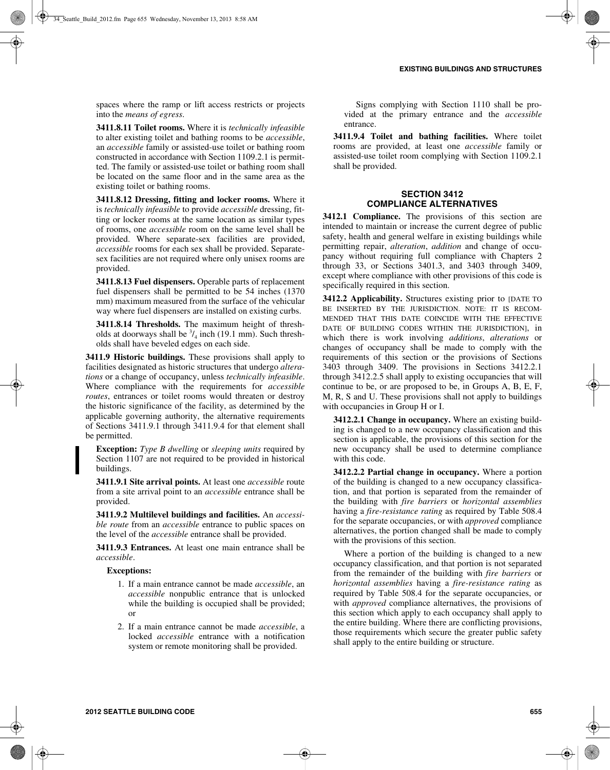spaces where the ramp or lift access restricts or projects into the *means of egress*.

**3411.8.11 Toilet rooms.** Where it is *technically infeasible* to alter existing toilet and bathing rooms to be *accessible*, an *accessible* family or assisted-use toilet or bathing room constructed in accordance with Section 1109.2.1 is permitted. The family or assisted-use toilet or bathing room shall be located on the same floor and in the same area as the existing toilet or bathing rooms.

**3411.8.12 Dressing, fitting and locker rooms.** Where it is *technically infeasible* to provide *accessible* dressing, fitting or locker rooms at the same location as similar types of rooms, one *accessible* room on the same level shall be provided. Where separate-sex facilities are provided, *accessible* rooms for each sex shall be provided. Separate-sex facilities are not required where only unisex rooms are provided.

**3411.8.13 Fuel dispensers.** Operable parts of replacement fuel dispensers shall be permitted to be 54 inches (1370 mm) maximum measured from the surface of the vehicular way where fuel dispensers are installed on existing curbs.

**3411.8.14 Thresholds.** The maximum height of thresholds at doorways shall be $^3/_4$ inch (19.1 mm). Such thresholds shall have beveled edges on each side.

**3411.9 Historic buildings.** These provisions shall apply to facilities designated as historic structures that undergo *alterations* or a change of occupancy, unless *technically infeasible*. Where compliance with the requirements for *accessible routes*, entrances or toilet rooms would threaten or destroy the historic significance of the facility, as determined by the applicable governing authority, the alternative requirements of Sections 3411.9.1 through 3411.9.4 for that element shall be permitted.

**Exception:** *Type B dwelling* or *sleeping units* required by Section 1107 are not required to be provided in historical buildings.

**3411.9.1 Site arrival points.** At least one *accessible* route from a site arrival point to an *accessible* entrance shall be provided.

**3411.9.2 Multilevel buildings and facilities.** An *accessible route* from an *accessible* entrance to public spaces on the level of the *accessible* entrance shall be provided.

**3411.9.3 Entrances.** At least one main entrance shall be *accessible*.

**Exceptions:**

1. If a main entrance cannot be made *accessible*, an *accessible* nonpublic entrance that is unlocked while the building is occupied shall be provided; or
2. If a main entrance cannot be made *accessible*, a locked *accessible* entrance with a notification system or remote monitoring shall be provided.

Signs complying with Section 1110 shall be provided at the primary entrance and the *accessible* entrance.

**3411.9.4 Toilet and bathing facilities.** Where toilet rooms are provided, at least one *accessible* family or assisted-use toilet room complying with Section 1109.2.1 shall be provided.

## SECTION 3412
## COMPLIANCE ALTERNATIVES

**3412.1 Compliance.** The provisions of this section are intended to maintain or increase the current degree of public safety, health and general welfare in existing buildings while permitting repair, *alteration*, *addition* and change of occupancy without requiring full compliance with Chapters 2 through 33, or Sections 3401.3, and 3403 through 3409, except where compliance with other provisions of this code is specifically required in this section.

**3412.2 Applicability.** Structures existing prior to [DATE TO BE INSERTED BY THE JURISDICTION. NOTE: IT IS RECOMMENDED THAT THIS DATE COINCIDE WITH THE EFFECTIVE DATE OF BUILDING CODES WITHIN THE JURISDICTION], in which there is work involving *additions*, *alterations* or changes of occupancy shall be made to comply with the requirements of this section or the provisions of Sections 3403 through 3409. The provisions in Sections 3412.2.1 through 3412.2.5 shall apply to existing occupancies that will continue to be, or are proposed to be, in Groups A, B, E, F, M, R, S and U. These provisions shall not apply to buildings with occupancies in Group H or I.

**3412.2.1 Change in occupancy.** Where an existing building is changed to a new occupancy classification and this section is applicable, the provisions of this section for the new occupancy shall be used to determine compliance with this code.

**3412.2.2 Partial change in occupancy.** Where a portion of the building is changed to a new occupancy classification, and that portion is separated from the remainder of the building with *fire barriers* or *horizontal assemblies* having a *fire-resistance rating* as required by Table 508.4 for the separate occupancies, or with *approved* compliance alternatives, the portion changed shall be made to comply with the provisions of this section.

Where a portion of the building is changed to a new occupancy classification, and that portion is not separated from the remainder of the building with *fire barriers* or *horizontal assemblies* having a *fire-resistance rating* as required by Table 508.4 for the separate occupancies, or with *approved* compliance alternatives, the provisions of this section which apply to each occupancy shall apply to the entire building. Where there are conflicting provisions, those requirements which secure the greater public safety shall apply to the entire building or structure.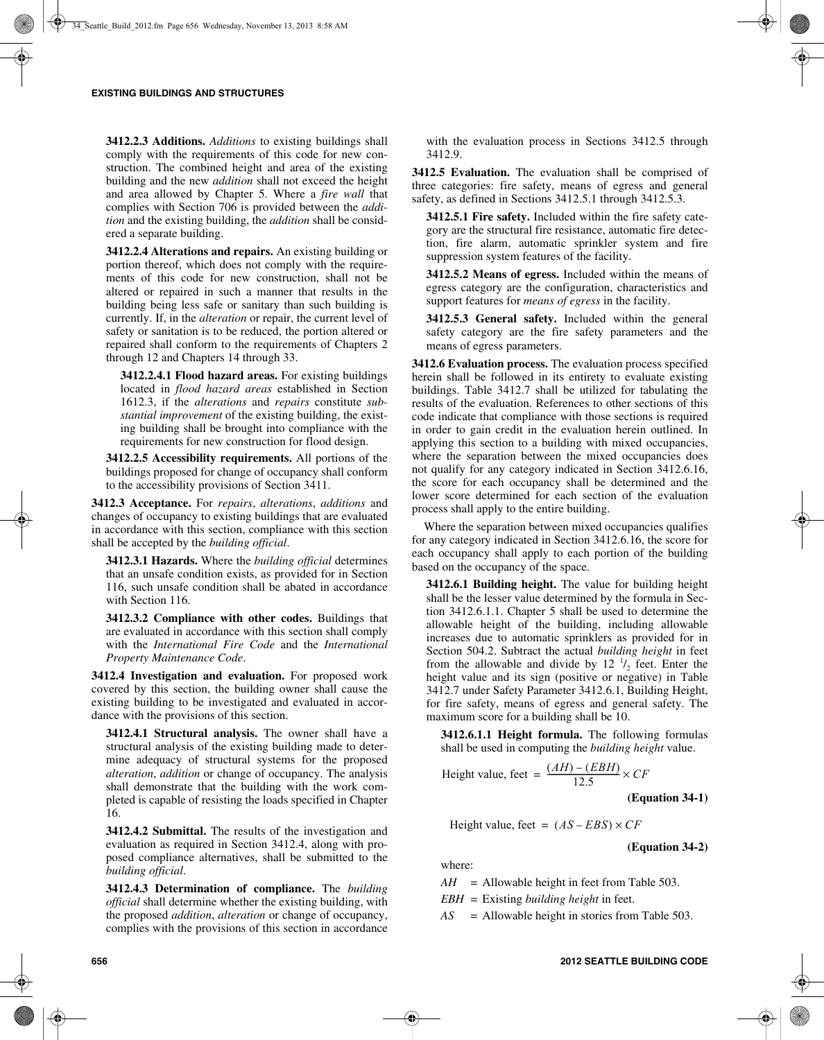**3412.2.3 Additions.** *Additions* to existing buildings shall comply with the requirements of this code for new construction. The combined height and area of the existing building and the new *addition* shall not exceed the height and area allowed by Chapter 5. Where a *fire wall* that complies with Section 706 is provided between the *addition* and the existing building, the *addition* shall be considered a separate building.

**3412.2.4 Alterations and repairs.** An existing building or portion thereof, which does not comply with the requirements of this code for new construction, shall not be altered or repaired in such a manner that results in the building being less safe or sanitary than such building is currently. If, in the *alteration* or repair, the current level of safety or sanitation is to be reduced, the portion altered or repaired shall conform to the requirements of Chapters 2 through 12 and Chapters 14 through 33.

**3412.2.4.1 Flood hazard areas.** For existing buildings located in *flood hazard areas* established in Section 1612.3, if the *alterations* and *repairs* constitute *substantial improvement* of the existing building, the existing building shall be brought into compliance with the requirements for new construction for flood design.

**3412.2.5 Accessibility requirements.** All portions of the buildings proposed for change of occupancy shall conform to the accessibility provisions of Section 3411.

**3412.3 Acceptance.** For *repairs*, *alterations*, *additions* and changes of occupancy to existing buildings that are evaluated in accordance with this section, compliance with this section shall be accepted by the *building official*.

**3412.3.1 Hazards.** Where the *building official* determines that an unsafe condition exists, as provided for in Section 116, such unsafe condition shall be abated in accordance with Section 116.

**3412.3.2 Compliance with other codes.** Buildings that are evaluated in accordance with this section shall comply with the *International Fire Code* and the *International Property Maintenance Code*.

**3412.4 Investigation and evaluation.** For proposed work covered by this section, the building owner shall cause the existing building to be investigated and evaluated in accordance with the provisions of this section.

**3412.4.1 Structural analysis.** The owner shall have a structural analysis of the existing building made to determine adequacy of structural systems for the proposed *alteration*, *addition* or change of occupancy. The analysis shall demonstrate that the building with the work completed is capable of resisting the loads specified in Chapter 16.

**3412.4.2 Submittal.** The results of the investigation and evaluation as required in Section 3412.4, along with proposed compliance alternatives, shall be submitted to the *building official*.

**3412.4.3 Determination of compliance.** The *building official* shall determine whether the existing building, with the proposed *addition*, *alteration* or change of occupancy, complies with the provisions of this section in accordance with the evaluation process in Sections 3412.5 through 3412.9.

**3412.5 Evaluation.** The evaluation shall be comprised of three categories: fire safety, means of egress and general safety, as defined in Sections 3412.5.1 through 3412.5.3.

**3412.5.1 Fire safety.** Included within the fire safety category are the structural fire resistance, automatic fire detection, fire alarm, automatic sprinkler system and fire suppression system features of the facility.

**3412.5.2 Means of egress.** Included within the means of egress category are the configuration, characteristics and support features for *means of egress* in the facility.

**3412.5.3 General safety.** Included within the general safety category are the fire safety parameters and the means of egress parameters.

**3412.6 Evaluation process.** The evaluation process specified herein shall be followed in its entirety to evaluate existing buildings. Table 3412.7 shall be utilized for tabulating the results of the evaluation. References to other sections of this code indicate that compliance with those sections is required in order to gain credit in the evaluation herein outlined. In applying this section to a building with mixed occupancies, where the separation between the mixed occupancies does not qualify for any category indicated in Section 3412.6.16, the score for each occupancy shall be determined and the lower score determined for each section of the evaluation process shall apply to the entire building.

Where the separation between mixed occupancies qualifies for any category indicated in Section 3412.6.16, the score for each occupancy shall apply to each portion of the building based on the occupancy of the space.

**3412.6.1 Building height.** The value for building height shall be the lesser value determined by the formula in Section 3412.6.1.1. Chapter 5 shall be used to determine the allowable height of the building, including allowable increases due to automatic sprinklers as provided for in Section 504.2. Subtract the actual *building height* in feet from the allowable and divide by 12 $^1/_2$ feet. Enter the height value and its sign (positive or negative) in Table 3412.7 under Safety Parameter 3412.6.1, Building Height, for fire safety, means of egress and general safety. The maximum score for a building shall be 10.

**3412.6.1.1 Height formula.** The following formulas shall be used in computing the *building height* value.

$$\text{Height value, feet} = \frac{(AH) - (EBH)}{12.5} \times CF$$

**(Equation 34-1)**

$$\text{Height value, feet} = (AS - EBS) \times CF$$

**(Equation 34-2)**

where:

$AH$ = Allowable height in feet from Table 503.

$EBH$ = Existing *building height* in feet.

$AS$ = Allowable height in stories from Table 503.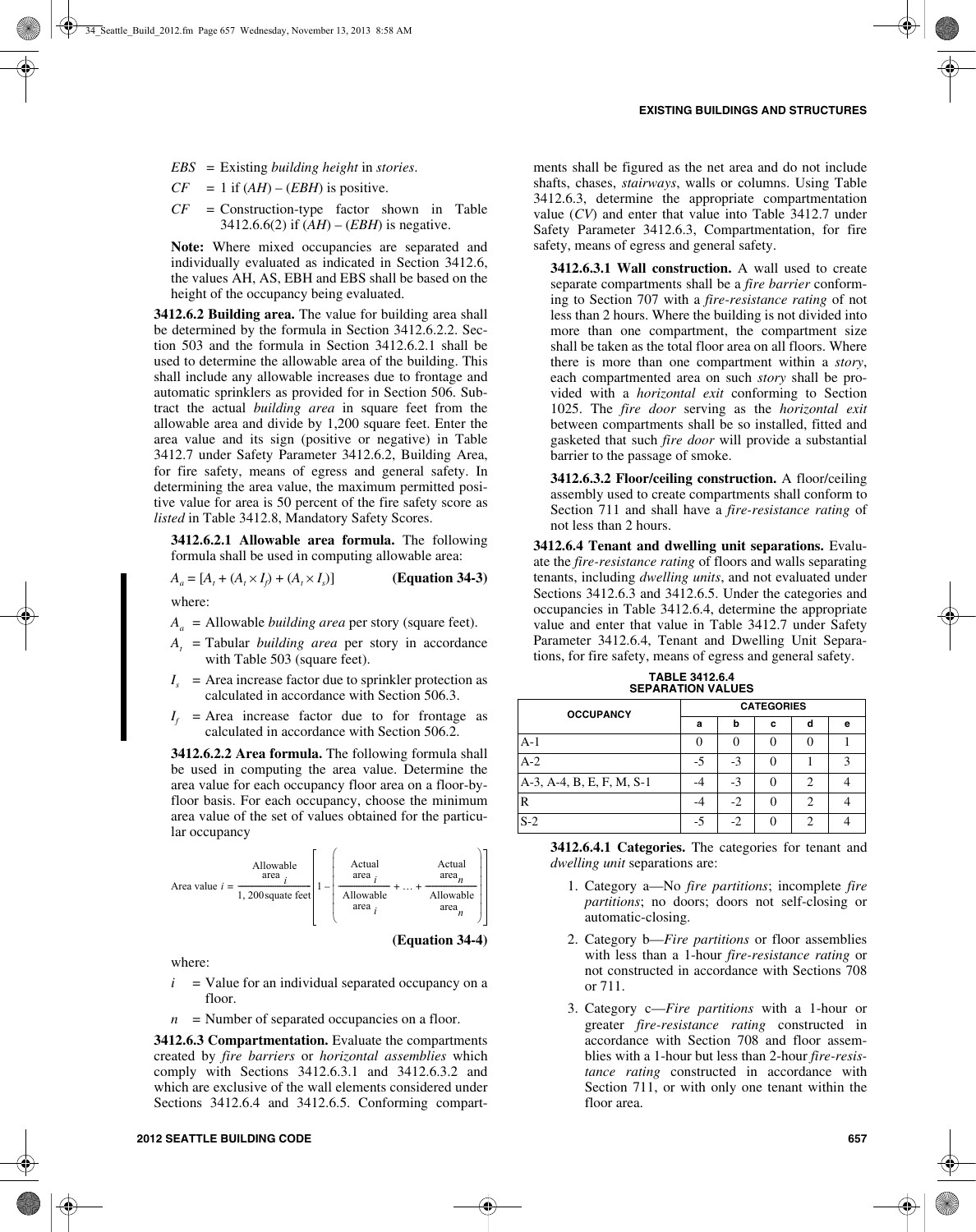*EBS* = Existing *building height* in *stories*.

*CF* = 1 if (*AH*) – (*EBH*) is positive.

*CF* = Construction-type factor shown in Table 3412.6.6(2) if (*AH*) – (*EBH*) is negative.

**Note:** Where mixed occupancies are separated and individually evaluated as indicated in Section 3412.6, the values AH, AS, EBH and EBS shall be based on the height of the occupancy being evaluated.

**3412.6.2 Building area.** The value for building area shall be determined by the formula in Section 3412.6.2.2. Section 503 and the formula in Section 3412.6.2.1 shall be used to determine the allowable area of the building. This shall include any allowable increases due to frontage and automatic sprinklers as provided for in Section 506. Subtract the actual *building area* in square feet from the allowable area and divide by 1,200 square feet. Enter the area value and its sign (positive or negative) in Table 3412.7 under Safety Parameter 3412.6.2, Building Area, for fire safety, means of egress and general safety. In determining the area value, the maximum permitted positive value for area is 50 percent of the fire safety score as *listed* in Table 3412.8, Mandatory Safety Scores.

**3412.6.2.1 Allowable area formula.** The following formula shall be used in computing allowable area:

$$A_a = [A_t + (A_t \times I_f) + (A_t \times I_s)] \qquad \textbf{(Equation 34-3)}$$

where:

$A_a$ = Allowable *building area* per story (square feet).

$A_t$ = Tabular *building area* per story in accordance with Table 503 (square feet).

$I_s$ = Area increase factor due to sprinkler protection as calculated in accordance with Section 506.3.

$I_f$ = Area increase factor due to for frontage as calculated in accordance with Section 506.2.

**3412.6.2.2 Area formula.** The following formula shall be used in computing the area value. Determine the area value for each occupancy floor area on a floor-by-floor basis. For each occupancy, choose the minimum area value of the set of values obtained for the particular occupancy

$$\text{Area value } i = \frac{\text{Allowable area}_i}{1,200\,\text{squate feet}}\left[1 - \left(\frac{\text{Actual area}_i}{\text{Allowable area}_i} + \ldots + \frac{\text{Actual area}_n}{\text{Allowable area}_n}\right)\right] \qquad \textbf{(Equation 34-4)}$$

where:

$i$ = Value for an individual separated occupancy on a floor.

$n$ = Number of separated occupancies on a floor.

**3412.6.3 Compartmentation.** Evaluate the compartments created by *fire barriers* or *horizontal assemblies* which comply with Sections 3412.6.3.1 and 3412.6.3.2 and which are exclusive of the wall elements considered under Sections 3412.6.4 and 3412.6.5. Conforming compartments shall be figured as the net area and do not include shafts, chases, *stairways*, walls or columns. Using Table 3412.6.3, determine the appropriate compartmentation value (*CV*) and enter that value into Table 3412.7 under Safety Parameter 3412.6.3, Compartmentation, for fire safety, means of egress and general safety.

**3412.6.3.1 Wall construction.** A wall used to create separate compartments shall be a *fire barrier* conforming to Section 707 with a *fire-resistance rating* of not less than 2 hours. Where the building is not divided into more than one compartment, the compartment size shall be taken as the total floor area on all floors. Where there is more than one compartment within a *story*, each compartmented area on such *story* shall be provided with a *horizontal exit* conforming to Section 1025. The *fire door* serving as the *horizontal exit* between compartments shall be so installed, fitted and gasketed that such *fire door* will provide a substantial barrier to the passage of smoke.

**3412.6.3.2 Floor/ceiling construction.** A floor/ceiling assembly used to create compartments shall conform to Section 711 and shall have a *fire-resistance rating* of not less than 2 hours.

**3412.6.4 Tenant and dwelling unit separations.** Evaluate the *fire-resistance rating* of floors and walls separating tenants, including *dwelling units*, and not evaluated under Sections 3412.6.3 and 3412.6.5. Under the categories and occupancies in Table 3412.6.4, determine the appropriate value and enter that value in Table 3412.7 under Safety Parameter 3412.6.4, Tenant and Dwelling Unit Separations, for fire safety, means of egress and general safety.

**TABLE 3412.6.4**
**SEPARATION VALUES**

| OCCUPANCY | CATEGORIES | | | | |
|---|---|---|---|---|---|
| | a | b | c | d | e |
| A-1 | 0 | 0 | 0 | 0 | 1 |
| A-2 | -5 | -3 | 0 | 1 | 3 |
| A-3, A-4, B, E, F, M, S-1 | -4 | -3 | 0 | 2 | 4 |
| R | -4 | -2 | 0 | 2 | 4 |
| S-2 | -5 | -2 | 0 | 2 | 4 |

**3412.6.4.1 Categories.** The categories for tenant and *dwelling unit* separations are:

1. Category a—No *fire partitions*; incomplete *fire partitions*; no doors; doors not self-closing or automatic-closing.
2. Category b—*Fire partitions* or floor assemblies with less than a 1-hour *fire-resistance rating* or not constructed in accordance with Sections 708 or 711.
3. Category c—*Fire partitions* with a 1-hour or greater *fire-resistance rating* constructed in accordance with Section 708 and floor assemblies with a 1-hour but less than 2-hour *fire-resistance rating* constructed in accordance with Section 711, or with only one tenant within the floor area.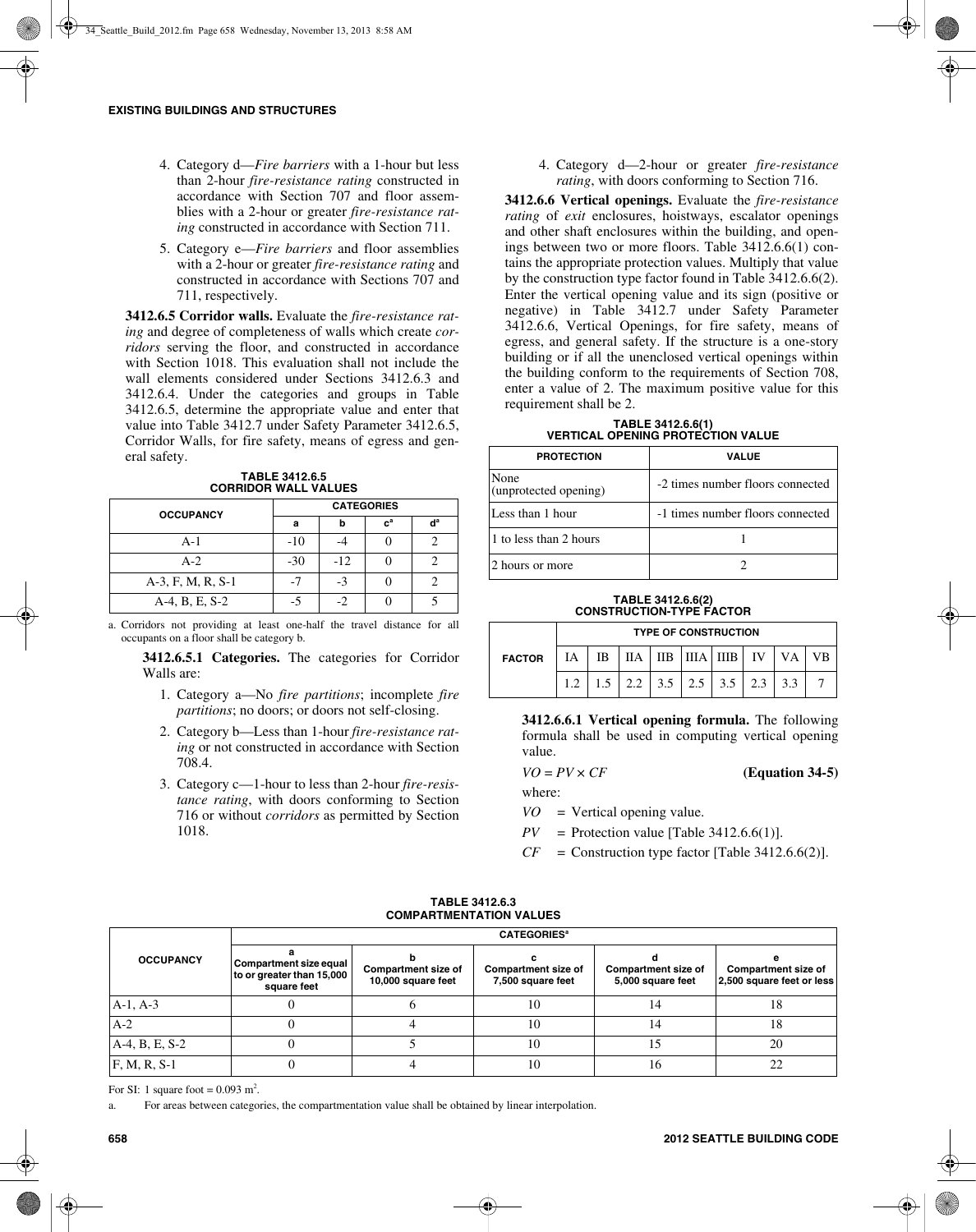4. Category d—*Fire barriers* with a 1-hour but less than 2-hour *fire-resistance rating* constructed in accordance with Section 707 and floor assemblies with a 2-hour or greater *fire-resistance rating* constructed in accordance with Section 711.

5. Category e—*Fire barriers* and floor assemblies with a 2-hour or greater *fire-resistance rating* and constructed in accordance with Sections 707 and 711, respectively.

**3412.6.5 Corridor walls.** Evaluate the *fire-resistance rating* and degree of completeness of walls which create *corridors* serving the floor, and constructed in accordance with Section 1018. This evaluation shall not include the wall elements considered under Sections 3412.6.3 and 3412.6.4. Under the categories and groups in Table 3412.6.5, determine the appropriate value and enter that value into Table 3412.7 under Safety Parameter 3412.6.5, Corridor Walls, for fire safety, means of egress and general safety.

**TABLE 3412.6.5**
**CORRIDOR WALL VALUES**

| OCCUPANCY | CATEGORIES | | | |
|---|---|---|---|---|
| | a | b | c[a] | d[a] |
| A-1 | -10 | -4 | 0 | 2 |
| A-2 | -30 | -12 | 0 | 2 |
| A-3, F, M, R, S-1 | -7 | -3 | 0 | 2 |
| A-4, B, E, S-2 | -5 | -2 | 0 | 5 |

a. Corridors not providing at least one-half the travel distance for all occupants on a floor shall be category b.

**3412.6.5.1 Categories.** The categories for Corridor Walls are:

1. Category a—No *fire partitions*; incomplete *fire partitions*; no doors; or doors not self-closing.
2. Category b—Less than 1-hour *fire-resistance rating* or not constructed in accordance with Section 708.4.
3. Category c—1-hour to less than 2-hour *fire-resistance rating*, with doors conforming to Section 716 or without *corridors* as permitted by Section 1018.
4. Category d—2-hour or greater *fire-resistance rating*, with doors conforming to Section 716.

**3412.6.6 Vertical openings.** Evaluate the *fire-resistance rating* of *exit* enclosures, hoistways, escalator openings and other shaft enclosures within the building, and openings between two or more floors. Table 3412.6.6(1) contains the appropriate protection values. Multiply that value by the construction type factor found in Table 3412.6.6(2). Enter the vertical opening value and its sign (positive or negative) in Table 3412.7 under Safety Parameter 3412.6.6, Vertical Openings, for fire safety, means of egress, and general safety. If the structure is a one-story building or if all the unenclosed vertical openings within the building conform to the requirements of Section 708, enter a value of 2. The maximum positive value for this requirement shall be 2.

**TABLE 3412.6.6(1)**
**VERTICAL OPENING PROTECTION VALUE**

| PROTECTION | VALUE |
|---|---|
| None (unprotected opening) | -2 times number floors connected |
| Less than 1 hour | -1 times number floors connected |
| 1 to less than 2 hours | 1 |
| 2 hours or more | 2 |

**TABLE 3412.6.6(2)**
**CONSTRUCTION-TYPE FACTOR**

| FACTOR | TYPE OF CONSTRUCTION | | | | | | | | |
|---|---|---|---|---|---|---|---|---|---|
| | IA | IB | IIA | IIB | IIIA | IIIB | IV | VA | VB |
| | 1.2 | 1.5 | 2.2 | 3.5 | 2.5 | 3.5 | 2.3 | 3.3 | 7 |

**3412.6.6.1 Vertical opening formula.** The following formula shall be used in computing vertical opening value.

$$VO = PV \times CF \quad \textbf{(Equation 34-5)}$$

where:

$VO$ = Vertical opening value.

$PV$ = Protection value [Table 3412.6.6(1)].

$CF$ = Construction type factor [Table 3412.6.6(2)].

**TABLE 3412.6.3**
**COMPARTMENTATION VALUES**

| OCCUPANCY | CATEGORIES[a] | | | | |
|---|---|---|---|---|---|
| | a Compartment size equal to or greater than 15,000 square feet | b Compartment size of 10,000 square feet | c Compartment size of 7,500 square feet | d Compartment size of 5,000 square feet | e Compartment size of 2,500 square feet or less |
| A-1, A-3 | 0 | 6 | 10 | 14 | 18 |
| A-2 | 0 | 4 | 10 | 14 | 18 |
| A-4, B, E, S-2 | 0 | 5 | 10 | 15 | 20 |
| F, M, R, S-1 | 0 | 4 | 10 | 16 | 22 |

For SI: 1 square foot = 0.093 $m^2$.

a. For areas between categories, the compartmentation value shall be obtained by linear interpolation.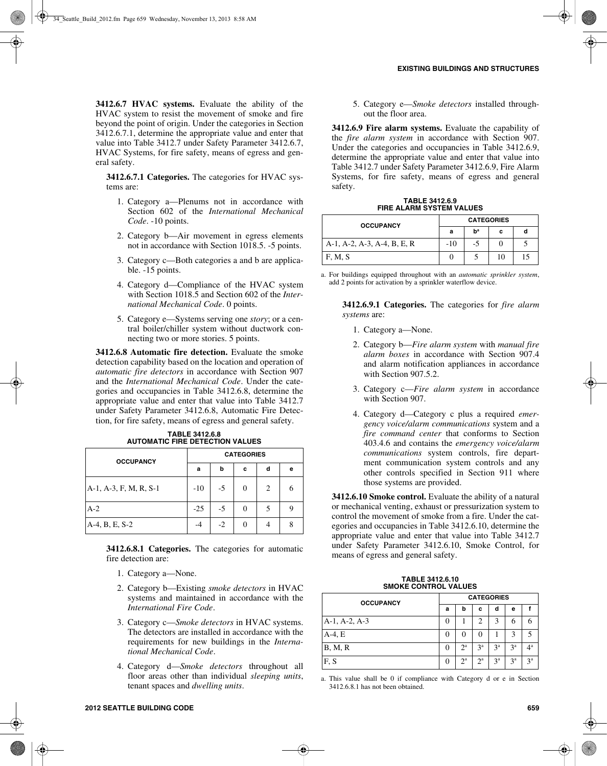**3412.6.7 HVAC systems.** Evaluate the ability of the HVAC system to resist the movement of smoke and fire beyond the point of origin. Under the categories in Section 3412.6.7.1, determine the appropriate value and enter that value into Table 3412.7 under Safety Parameter 3412.6.7, HVAC Systems, for fire safety, means of egress and general safety.

**3412.6.7.1 Categories.** The categories for HVAC systems are:

1. Category a—Plenums not in accordance with Section 602 of the *International Mechanical Code*. -10 points.
2. Category b—Air movement in egress elements not in accordance with Section 1018.5. -5 points.
3. Category c—Both categories a and b are applicable. -15 points.
4. Category d—Compliance of the HVAC system with Section 1018.5 and Section 602 of the *International Mechanical Code*. 0 points.
5. Category e—Systems serving one *story*; or a central boiler/chiller system without ductwork connecting two or more stories. 5 points.

**3412.6.8 Automatic fire detection.** Evaluate the smoke detection capability based on the location and operation of *automatic fire detectors* in accordance with Section 907 and the *International Mechanical Code*. Under the categories and occupancies in Table 3412.6.8, determine the appropriate value and enter that value into Table 3412.7 under Safety Parameter 3412.6.8, Automatic Fire Detection, for fire safety, means of egress and general safety.

**TABLE 3412.6.8**
**AUTOMATIC FIRE DETECTION VALUES**

| OCCUPANCY | CATEGORIES | | | | |
|---|---|---|---|---|---|
| | a | b | c | d | e |
| A-1, A-3, F, M, R, S-1 | -10 | -5 | 0 | 2 | 6 |
| A-2 | -25 | -5 | 0 | 5 | 9 |
| A-4, B, E, S-2 | -4 | -2 | 0 | 4 | 8 |

**3412.6.8.1 Categories.** The categories for automatic fire detection are:

1. Category a—None.
2. Category b—Existing *smoke detectors* in HVAC systems and maintained in accordance with the *International Fire Code*.
3. Category c—*Smoke detectors* in HVAC systems. The detectors are installed in accordance with the requirements for new buildings in the *International Mechanical Code*.
4. Category d—*Smoke detectors* throughout all floor areas other than individual *sleeping units*, tenant spaces and *dwelling units*.
5. Category e—*Smoke detectors* installed throughout the floor area.

**3412.6.9 Fire alarm systems.** Evaluate the capability of the *fire alarm system* in accordance with Section 907. Under the categories and occupancies in Table 3412.6.9, determine the appropriate value and enter that value into Table 3412.7 under Safety Parameter 3412.6.9, Fire Alarm Systems, for fire safety, means of egress and general safety.

**TABLE 3412.6.9**
**FIRE ALARM SYSTEM VALUES**

| OCCUPANCY | CATEGORIES | | | |
|---|---|---|---|---|
| | a | b[a] | c | d |
| A-1, A-2, A-3, A-4, B, E, R | -10 | -5 | 0 | 5 |
| F, M, S | 0 | 5 | 10 | 15 |

a. For buildings equipped throughout with an *automatic sprinkler system*, add 2 points for activation by a sprinkler waterflow device.

**3412.6.9.1 Categories.** The categories for *fire alarm systems* are:

1. Category a—None.
2. Category b—*Fire alarm system* with *manual fire alarm boxes* in accordance with Section 907.4 and alarm notification appliances in accordance with Section 907.5.2.
3. Category c—*Fire alarm system* in accordance with Section 907.
4. Category d—Category c plus a required *emergency voice/alarm communications* system and a *fire command center* that conforms to Section 403.4.6 and contains the *emergency voice/alarm communications* system controls, fire department communication system controls and any other controls specified in Section 911 where those systems are provided.

**3412.6.10 Smoke control.** Evaluate the ability of a natural or mechanical venting, exhaust or pressurization system to control the movement of smoke from a fire. Under the categories and occupancies in Table 3412.6.10, determine the appropriate value and enter that value into Table 3412.7 under Safety Parameter 3412.6.10, Smoke Control, for means of egress and general safety.

**TABLE 3412.6.10**
**SMOKE CONTROL VALUES**

| OCCUPANCY | CATEGORIES | | | | | |
|---|---|---|---|---|---|---|
| | a | b | c | d | e | f |
| A-1, A-2, A-3 | 0 | 1 | 2 | 3 | 6 | 6 |
| A-4, E | 0 | 0 | 0 | 1 | 3 | 5 |
| B, M, R | 0 | 2[a] | 3[a] | 3[a] | 3[a] | 4[a] |
| F, S | 0 | 2[a] | 2[a] | 3[a] | 3[a] | 3[a] |

a. This value shall be 0 if compliance with Category d or e in Section 3412.6.8.1 has not been obtained.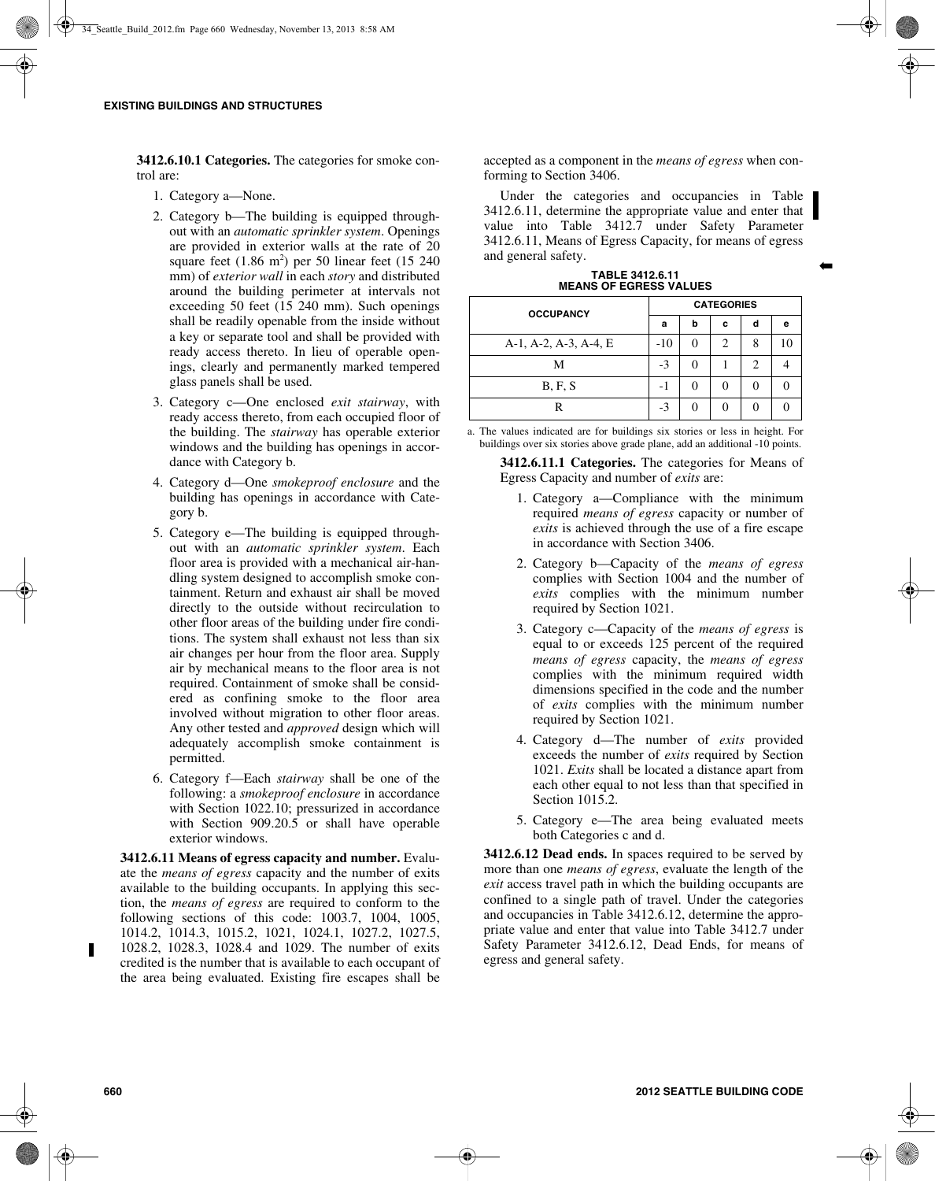**3412.6.10.1 Categories.** The categories for smoke control are:

1. Category a—None.
2. Category b—The building is equipped throughout with an *automatic sprinkler system*. Openings are provided in exterior walls at the rate of 20 square feet (1.86 $m^2$) per 50 linear feet (15 240 mm) of *exterior wall* in each *story* and distributed around the building perimeter at intervals not exceeding 50 feet (15 240 mm). Such openings shall be readily openable from the inside without a key or separate tool and shall be provided with ready access thereto. In lieu of operable openings, clearly and permanently marked tempered glass panels shall be used.
3. Category c—One enclosed *exit stairway*, with ready access thereto, from each occupied floor of the building. The *stairway* has operable exterior windows and the building has openings in accordance with Category b.
4. Category d—One *smokeproof enclosure* and the building has openings in accordance with Category b.
5. Category e—The building is equipped throughout with an *automatic sprinkler system*. Each floor area is provided with a mechanical air-handling system designed to accomplish smoke containment. Return and exhaust air shall be moved directly to the outside without recirculation to other floor areas of the building under fire conditions. The system shall exhaust not less than six air changes per hour from the floor area. Supply air by mechanical means to the floor area is not required. Containment of smoke shall be considered as confining smoke to the floor area involved without migration to other floor areas. Any other tested and *approved* design which will adequately accomplish smoke containment is permitted.
6. Category f—Each *stairway* shall be one of the following: a *smokeproof enclosure* in accordance with Section 1022.10; pressurized in accordance with Section 909.20.5 or shall have operable exterior windows.

**3412.6.11 Means of egress capacity and number.** Evaluate the *means of egress* capacity and the number of exits available to the building occupants. In applying this section, the *means of egress* are required to conform to the following sections of this code: 1003.7, 1004, 1005, 1014.2, 1014.3, 1015.2, 1021, 1024.1, 1027.2, 1027.5, 1028.2, 1028.3, 1028.4 and 1029. The number of exits credited is the number that is available to each occupant of the area being evaluated. Existing fire escapes shall be accepted as a component in the *means of egress* when conforming to Section 3406.

Under the categories and occupancies in Table 3412.6.11, determine the appropriate value and enter that value into Table 3412.7 under Safety Parameter 3412.6.11, Means of Egress Capacity, for means of egress and general safety.

**TABLE 3412.6.11**
**MEANS OF EGRESS VALUES**

| OCCUPANCY | CATEGORIES | | | | |
|---|---|---|---|---|---|
| | a | b | c | d | e |
| A-1, A-2, A-3, A-4, E | -10 | 0 | 2 | 8 | 10 |
| M | -3 | 0 | 1 | 2 | 4 |
| B, F, S | -1 | 0 | 0 | 0 | 0 |
| R | -3 | 0 | 0 | 0 | 0 |

a. The values indicated are for buildings six stories or less in height. For buildings over six stories above grade plane, add an additional -10 points.

**3412.6.11.1 Categories.** The categories for Means of Egress Capacity and number of *exits* are:

1. Category a—Compliance with the minimum required *means of egress* capacity or number of *exits* is achieved through the use of a fire escape in accordance with Section 3406.
2. Category b—Capacity of the *means of egress* complies with Section 1004 and the number of *exits* complies with the minimum number required by Section 1021.
3. Category c—Capacity of the *means of egress* is equal to or exceeds 125 percent of the required *means of egress* capacity, the *means of egress* complies with the minimum required width dimensions specified in the code and the number of *exits* complies with the minimum number required by Section 1021.
4. Category d—The number of *exits* provided exceeds the number of *exits* required by Section 1021. *Exits* shall be located a distance apart from each other equal to not less than that specified in Section 1015.2.
5. Category e—The area being evaluated meets both Categories c and d.

**3412.6.12 Dead ends.** In spaces required to be served by more than one *means of egress*, evaluate the length of the *exit* access travel path in which the building occupants are confined to a single path of travel. Under the categories and occupancies in Table 3412.6.12, determine the appropriate value and enter that value into Table 3412.7 under Safety Parameter 3412.6.12, Dead Ends, for means of egress and general safety.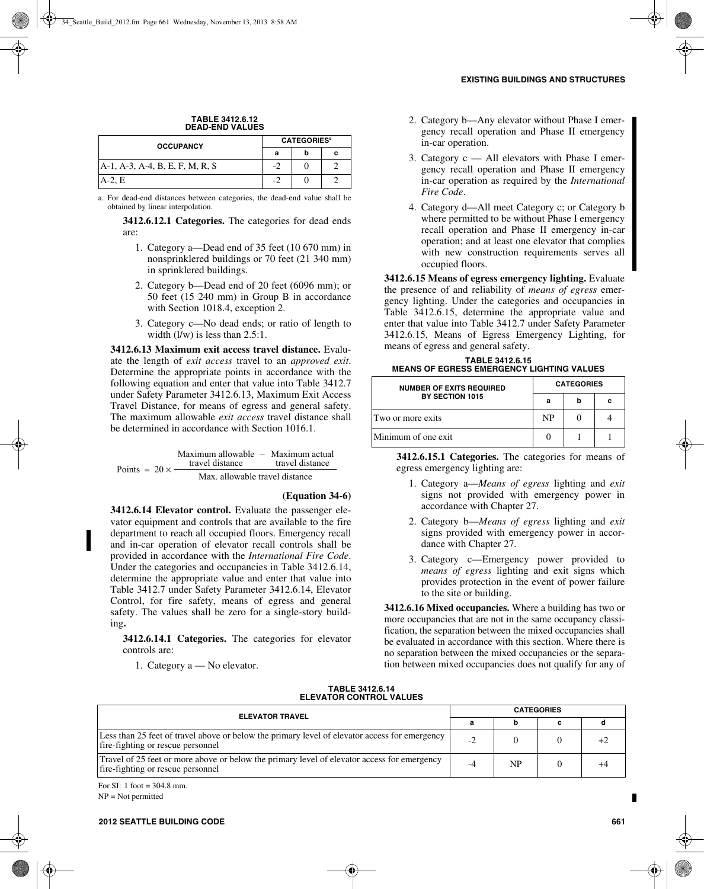**TABLE 3412.6.12**
**DEAD-END VALUES**

| OCCUPANCY | CATEGORIES[a] | | |
|---|---|---|---|
| | a | b | c |
| A-1, A-3, A-4, B, E, F, M, R, S | -2 | 0 | 2 |
| A-2, E | -2 | 0 | 2 |

a. For dead-end distances between categories, the dead-end value shall be obtained by linear interpolation.

**3412.6.12.1 Categories.** The categories for dead ends are:

1. Category a—Dead end of 35 feet (10 670 mm) in nonsprinklered buildings or 70 feet (21 340 mm) in sprinklered buildings.
2. Category b—Dead end of 20 feet (6096 mm); or 50 feet (15 240 mm) in Group B in accordance with Section 1018.4, exception 2.
3. Category c—No dead ends; or ratio of length to width (l/w) is less than 2.5:1.

**3412.6.13 Maximum exit access travel distance.** Evaluate the length of *exit access* travel to an *approved exit*. Determine the appropriate points in accordance with the following equation and enter that value into Table 3412.7 under Safety Parameter 3412.6.13, Maximum Exit Access Travel Distance, for means of egress and general safety. The maximum allowable *exit access* travel distance shall be determined in accordance with Section 1016.1.

$$\text{Points} = 20 \times \frac{\text{Maximum allowable travel distance} - \text{Maximum actual travel distance}}{\text{Max. allowable travel distance}}$$

**(Equation 34-6)**

**3412.6.14 Elevator control.** Evaluate the passenger elevator equipment and controls that are available to the fire department to reach all occupied floors. Emergency recall and in-car operation of elevator recall controls shall be provided in accordance with the *International Fire Code*. Under the categories and occupancies in Table 3412.6.14, determine the appropriate value and enter that value into Table 3412.7 under Safety Parameter 3412.6.14, Elevator Control, for fire safety, means of egress and general safety. The values shall be zero for a single-story building**.**

**3412.6.14.1 Categories.** The categories for elevator controls are:

1. Category a — No elevator.
2. Category b—Any elevator without Phase I emergency recall operation and Phase II emergency in-car operation.
3. Category c — All elevators with Phase I emergency recall operation and Phase II emergency in-car operation as required by the *International Fire Code*.
4. Category d—All meet Category c; or Category b where permitted to be without Phase I emergency recall operation and Phase II emergency in-car operation; and at least one elevator that complies with new construction requirements serves all occupied floors.

**3412.6.15 Means of egress emergency lighting.** Evaluate the presence of and reliability of *means of egress* emergency lighting. Under the categories and occupancies in Table 3412.6.15, determine the appropriate value and enter that value into Table 3412.7 under Safety Parameter 3412.6.15, Means of Egress Emergency Lighting, for means of egress and general safety.

**TABLE 3412.6.15**
**MEANS OF EGRESS EMERGENCY LIGHTING VALUES**

| NUMBER OF EXITS REQUIRED BY SECTION 1015 | CATEGORIES | | |
|---|---|---|---|
| | a | b | c |
| Two or more exits | NP | 0 | 4 |
| Minimum of one exit | 0 | 1 | 1 |

**3412.6.15.1 Categories.** The categories for means of egress emergency lighting are:

1. Category a—*Means of egress* lighting and *exit* signs not provided with emergency power in accordance with Chapter 27.
2. Category b—*Means of egress* lighting and *exit* signs provided with emergency power in accordance with Chapter 27.
3. Category c—Emergency power provided to *means of egress* lighting and exit signs which provides protection in the event of power failure to the site or building.

**3412.6.16 Mixed occupancies.** Where a building has two or more occupancies that are not in the same occupancy classification, the separation between the mixed occupancies shall be evaluated in accordance with this section. Where there is no separation between the mixed occupancies or the separation between mixed occupancies does not qualify for any of

**TABLE 3412.6.14**
**ELEVATOR CONTROL VALUES**

| ELEVATOR TRAVEL | CATEGORIES | | | |
|---|---|---|---|---|
| | a | b | c | d |
| Less than 25 feet of travel above or below the primary level of elevator access for emergency fire-fighting or rescue personnel | -2 | 0 | 0 | +2 |
| Travel of 25 feet or more above or below the primary level of elevator access for emergency fire-fighting or rescue personnel | -4 | NP | 0 | +4 |

For SI: 1 foot = 304.8 mm.
NP = Not permitted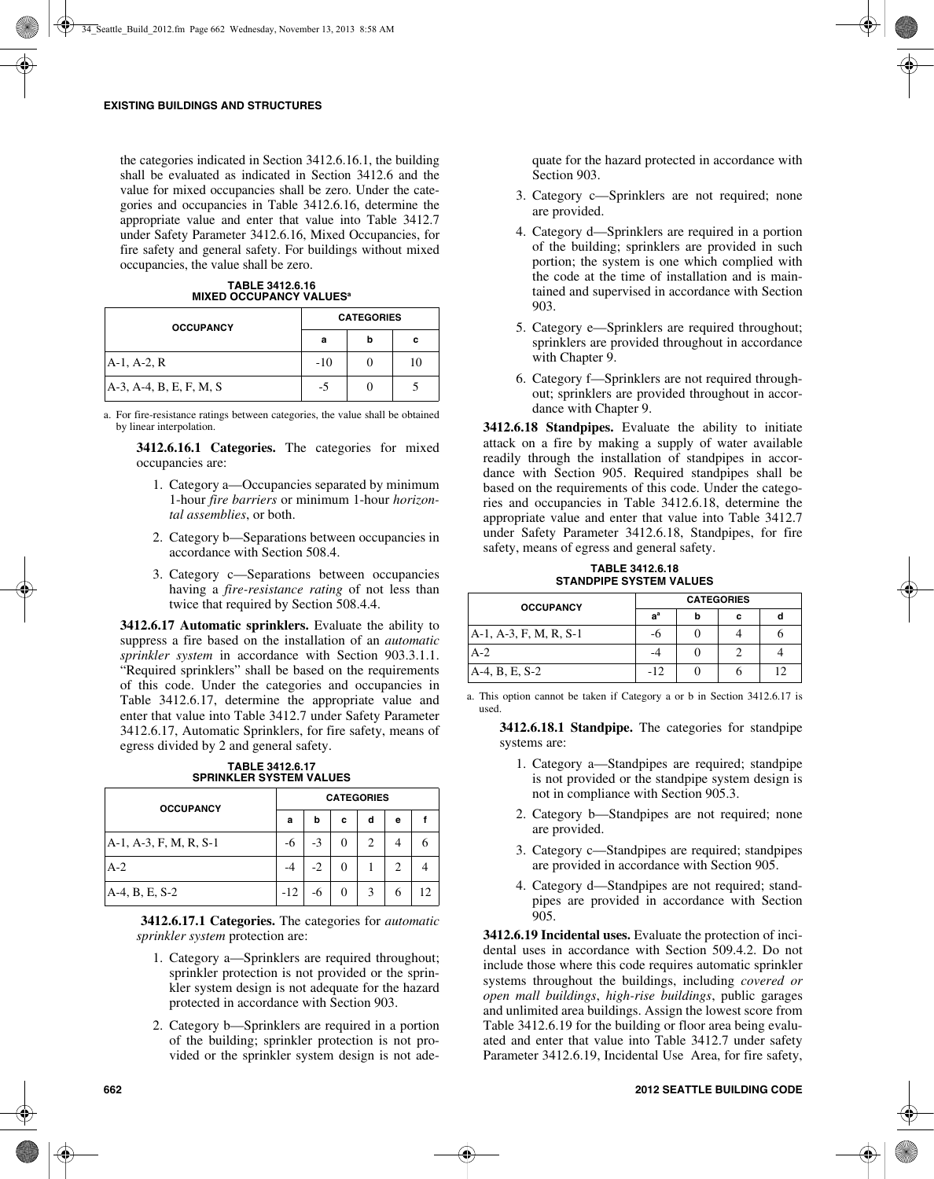the categories indicated in Section 3412.6.16.1, the building shall be evaluated as indicated in Section 3412.6 and the value for mixed occupancies shall be zero. Under the categories and occupancies in Table 3412.6.16, determine the appropriate value and enter that value into Table 3412.7 under Safety Parameter 3412.6.16, Mixed Occupancies, for fire safety and general safety. For buildings without mixed occupancies, the value shall be zero.

**TABLE 3412.6.16**
**MIXED OCCUPANCY VALUES[a]**

| OCCUPANCY | CATEGORIES | | |
|---|---|---|---|
| | a | b | c |
| A-1, A-2, R | -10 | 0 | 10 |
| A-3, A-4, B, E, F, M, S | -5 | 0 | 5 |

a. For fire-resistance ratings between categories, the value shall be obtained by linear interpolation.

**3412.6.16.1 Categories.** The categories for mixed occupancies are:

1. Category a—Occupancies separated by minimum 1-hour *fire barriers* or minimum 1-hour *horizontal assemblies*, or both.
2. Category b—Separations between occupancies in accordance with Section 508.4.
3. Category c—Separations between occupancies having a *fire-resistance rating* of not less than twice that required by Section 508.4.4.

**3412.6.17 Automatic sprinklers.** Evaluate the ability to suppress a fire based on the installation of an *automatic sprinkler system* in accordance with Section 903.3.1.1. "Required sprinklers" shall be based on the requirements of this code. Under the categories and occupancies in Table 3412.6.17, determine the appropriate value and enter that value into Table 3412.7 under Safety Parameter 3412.6.17, Automatic Sprinklers, for fire safety, means of egress divided by 2 and general safety.

**TABLE 3412.6.17**
**SPRINKLER SYSTEM VALUES**

| OCCUPANCY | CATEGORIES | | | | | |
|---|---|---|---|---|---|---|
| | a | b | c | d | e | f |
| A-1, A-3, F, M, R, S-1 | -6 | -3 | 0 | 2 | 4 | 6 |
| A-2 | -4 | -2 | 0 | 1 | 2 | 4 |
| A-4, B, E, S-2 | -12 | -6 | 0 | 3 | 6 | 12 |

**3412.6.17.1 Categories.** The categories for *automatic sprinkler system* protection are:

1. Category a—Sprinklers are required throughout; sprinkler protection is not provided or the sprinkler system design is not adequate for the hazard protected in accordance with Section 903.
2. Category b—Sprinklers are required in a portion of the building; sprinkler protection is not provided or the sprinkler system design is not adequate for the hazard protected in accordance with Section 903.
3. Category c—Sprinklers are not required; none are provided.
4. Category d—Sprinklers are required in a portion of the building; sprinklers are provided in such portion; the system is one which complied with the code at the time of installation and is maintained and supervised in accordance with Section 903.
5. Category e—Sprinklers are required throughout; sprinklers are provided throughout in accordance with Chapter 9.
6. Category f—Sprinklers are not required throughout; sprinklers are provided throughout in accordance with Chapter 9.

**3412.6.18 Standpipes.** Evaluate the ability to initiate attack on a fire by making a supply of water available readily through the installation of standpipes in accordance with Section 905. Required standpipes shall be based on the requirements of this code. Under the categories and occupancies in Table 3412.6.18, determine the appropriate value and enter that value into Table 3412.7 under Safety Parameter 3412.6.18, Standpipes, for fire safety, means of egress and general safety.

**TABLE 3412.6.18**
**STANDPIPE SYSTEM VALUES**

| OCCUPANCY | CATEGORIES | | | |
|---|---|---|---|---|
| | a[a] | b | c | d |
| A-1, A-3, F, M, R, S-1 | -6 | 0 | 4 | 6 |
| A-2 | -4 | 0 | 2 | 4 |
| A-4, B, E, S-2 | -12 | 0 | 6 | 12 |

a. This option cannot be taken if Category a or b in Section 3412.6.17 is used.

**3412.6.18.1 Standpipe.** The categories for standpipe systems are:

1. Category a—Standpipes are required; standpipe is not provided or the standpipe system design is not in compliance with Section 905.3.
2. Category b—Standpipes are not required; none are provided.
3. Category c—Standpipes are required; standpipes are provided in accordance with Section 905.
4. Category d—Standpipes are not required; standpipes are provided in accordance with Section 905.

**3412.6.19 Incidental uses.** Evaluate the protection of incidental uses in accordance with Section 509.4.2. Do not include those where this code requires automatic sprinkler systems throughout the buildings, including *covered or open mall buildings*, *high-rise buildings*, public garages and unlimited area buildings. Assign the lowest score from Table 3412.6.19 for the building or floor area being evaluated and enter that value into Table 3412.7 under safety Parameter 3412.6.19, Incidental Use Area, for fire safety,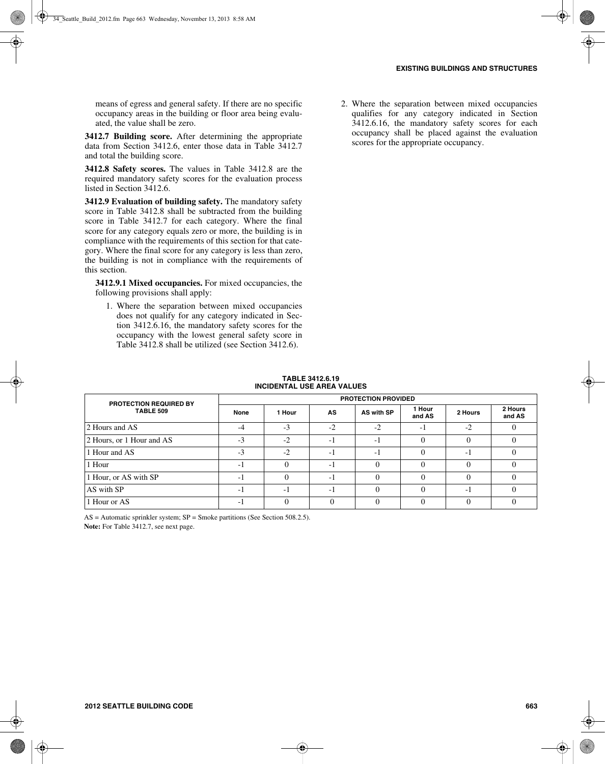means of egress and general safety. If there are no specific occupancy areas in the building or floor area being evaluated, the value shall be zero.

**3412.7 Building score.** After determining the appropriate data from Section 3412.6, enter those data in Table 3412.7 and total the building score.

**3412.8 Safety scores.** The values in Table 3412.8 are the required mandatory safety scores for the evaluation process listed in Section 3412.6.

**3412.9 Evaluation of building safety.** The mandatory safety score in Table 3412.8 shall be subtracted from the building score in Table 3412.7 for each category. Where the final score for any category equals zero or more, the building is in compliance with the requirements of this section for that category. Where the final score for any category is less than zero, the building is not in compliance with the requirements of this section.

**3412.9.1 Mixed occupancies.** For mixed occupancies, the following provisions shall apply:

1. Where the separation between mixed occupancies does not qualify for any category indicated in Section 3412.6.16, the mandatory safety scores for the occupancy with the lowest general safety score in Table 3412.8 shall be utilized (see Section 3412.6).
2. Where the separation between mixed occupancies qualifies for any category indicated in Section 3412.6.16, the mandatory safety scores for each occupancy shall be placed against the evaluation scores for the appropriate occupancy.

**TABLE 3412.6.19
INCIDENTAL USE AREA VALUES**

| PROTECTION REQUIRED BY TABLE 509 | PROTECTION PROVIDED | | | | | | |
|---|---|---|---|---|---|---|---|
| | None | 1 Hour | AS | AS with SP | 1 Hour and AS | 2 Hours | 2 Hours and AS |
| 2 Hours and AS | -4 | -3 | -2 | -2 | -1 | -2 | 0 |
| 2 Hours, or 1 Hour and AS | -3 | -2 | -1 | -1 | 0 | 0 | 0 |
| 1 Hour and AS | -3 | -2 | -1 | -1 | 0 | -1 | 0 |
| 1 Hour | -1 | 0 | -1 | 0 | 0 | 0 | 0 |
| 1 Hour, or AS with SP | -1 | 0 | -1 | 0 | 0 | 0 | 0 |
| AS with SP | -1 | -1 | -1 | 0 | 0 | -1 | 0 |
| 1 Hour or AS | -1 | 0 | 0 | 0 | 0 | 0 | 0 |

AS = Automatic sprinkler system; SP = Smoke partitions (See Section 508.2.5).

**Note:** For Table 3412.7, see next page.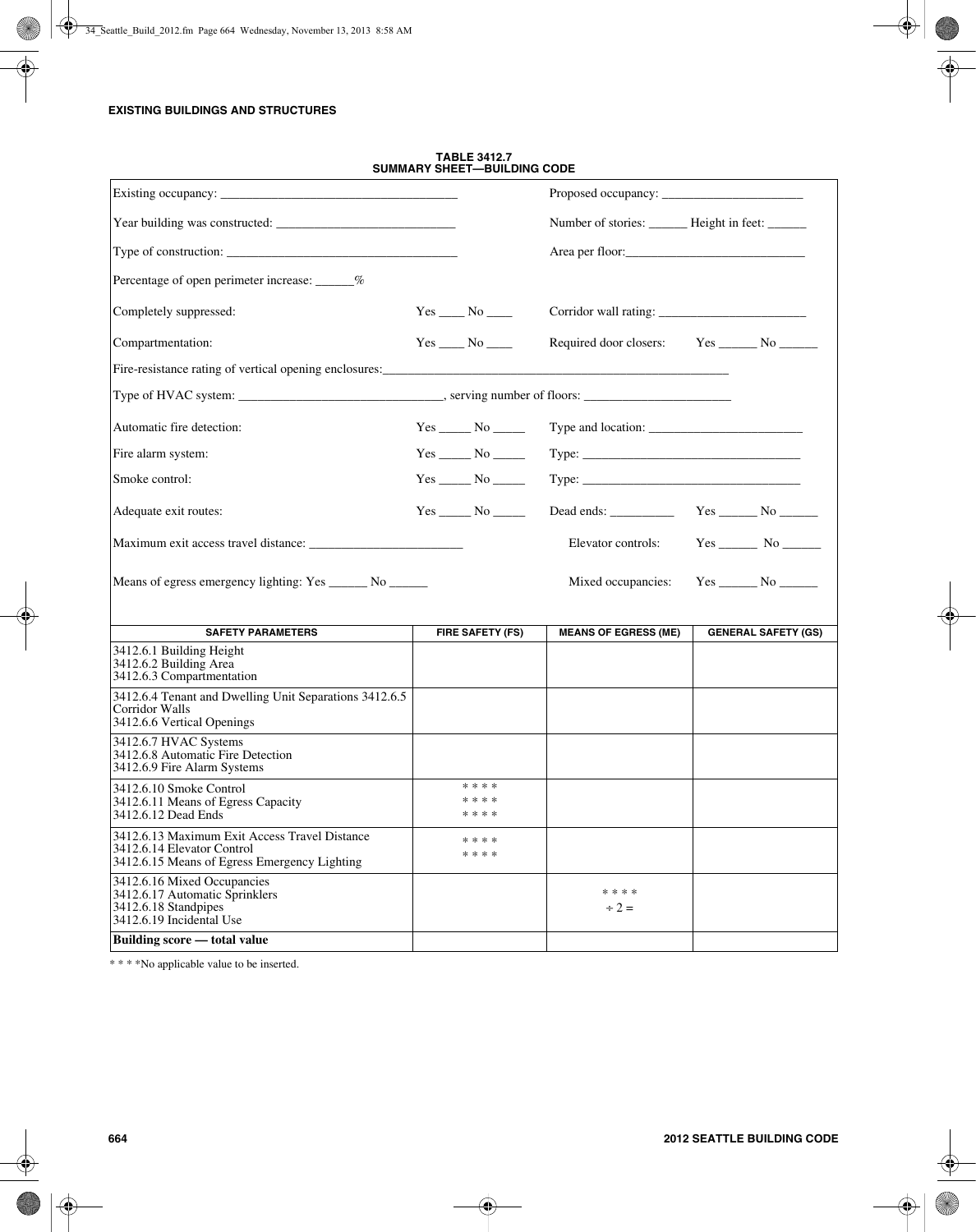**TABLE 3412.7**
**SUMMARY SHEET—BUILDING CODE**

Existing occupancy: ____________________________________ Proposed occupancy: ______________________

Year building was constructed: ____________________________ Number of stories: ______ Height in feet: ______

Type of construction: ____________________________________ Area per floor:____________________________

Percentage of open perimeter increase: ______%

Completely suppressed: Yes ____ No ____ Corridor wall rating: _______________________

Compartmentation: Yes ____ No ____ Required door closers: Yes ______ No ______

Fire-resistance rating of vertical opening enclosures:_______________________________________________________

Type of HVAC system: _______________________________, serving number of floors: _______________________

Automatic fire detection: Yes _____ No _____ Type and location: ________________________

Fire alarm system: Yes _____ No _____ Type: __________________________________

Smoke control: Yes _____ No _____ Type: __________________________________

Adequate exit routes: Yes _____ No _____ Dead ends: __________ Yes ______ No ______

Maximum exit access travel distance: _______________________ Elevator controls: Yes ______ No ______

Means of egress emergency lighting: Yes ______ No ______ Mixed occupancies: Yes ______ No ______

| SAFETY PARAMETERS | FIRE SAFETY (FS) | MEANS OF EGRESS (ME) | GENERAL SAFETY (GS) |
|---|---|---|---|
| 3412.6.1 Building Height<br>3412.6.2 Building Area<br>3412.6.3 Compartmentation | | | |
| 3412.6.4 Tenant and Dwelling Unit Separations 3412.6.5 Corridor Walls<br>3412.6.6 Vertical Openings | | | |
| 3412.6.7 HVAC Systems<br>3412.6.8 Automatic Fire Detection<br>3412.6.9 Fire Alarm Systems | | | |
| 3412.6.10 Smoke Control<br>3412.6.11 Means of Egress Capacity<br>3412.6.12 Dead Ends | * * * *<br>* * * *<br>* * * * | | |
| 3412.6.13 Maximum Exit Access Travel Distance<br>3412.6.14 Elevator Control<br>3412.6.15 Means of Egress Emergency Lighting | * * * *<br>* * * * | | |
| 3412.6.16 Mixed Occupancies<br>3412.6.17 Automatic Sprinklers<br>3412.6.18 Standpipes<br>3412.6.19 Incidental Use | | * * * *<br>÷ 2 = | |
| **Building score — total value** | | | |

* * * *No applicable value to be inserted.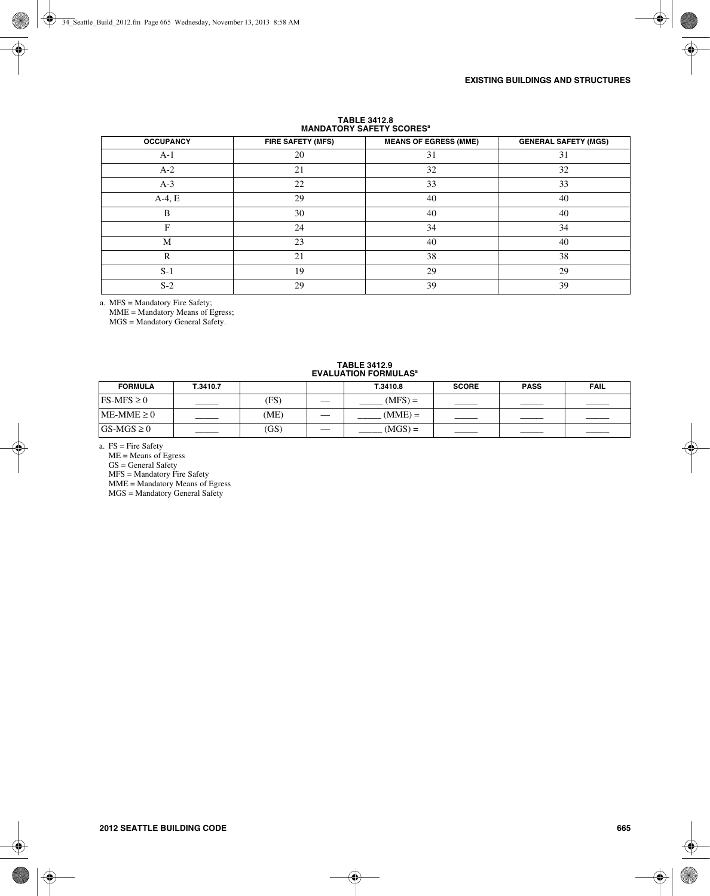**TABLE 3412.8**
**MANDATORY SAFETY SCORES[a]**

| OCCUPANCY | FIRE SAFETY (MFS) | MEANS OF EGRESS (MME) | GENERAL SAFETY (MGS) |
|---|---|---|---|
| A-1 | 20 | 31 | 31 |
| A-2 | 21 | 32 | 32 |
| A-3 | 22 | 33 | 33 |
| A-4, E | 29 | 40 | 40 |
| B | 30 | 40 | 40 |
| F | 24 | 34 | 34 |
| M | 23 | 40 | 40 |
| R | 21 | 38 | 38 |
| S-1 | 19 | 29 | 29 |
| S-2 | 29 | 39 | 39 |

a. MFS = Mandatory Fire Safety;
MME = Mandatory Means of Egress;
MGS = Mandatory General Safety.

**TABLE 3412.9**
**EVALUATION FORMULAS[a]**

| FORMULA | T.3410.7 | | | T.3410.8 | SCORE | PASS | FAIL |
|---|---|---|---|---|---|---|---|
| FS-MFS ≥ 0 | _____ | (FS) | — | _____ (MFS) = | _____ | _____ | _____ |
| ME-MME ≥ 0 | _____ | (ME) | — | _____ (MME) = | _____ | _____ | _____ |
| GS-MGS ≥ 0 | _____ | (GS) | — | _____ (MGS) = | _____ | _____ | _____ |

a. FS = Fire Safety
ME = Means of Egress
GS = General Safety
MFS = Mandatory Fire Safety
MME = Mandatory Means of Egress
MGS = Mandatory General Safety